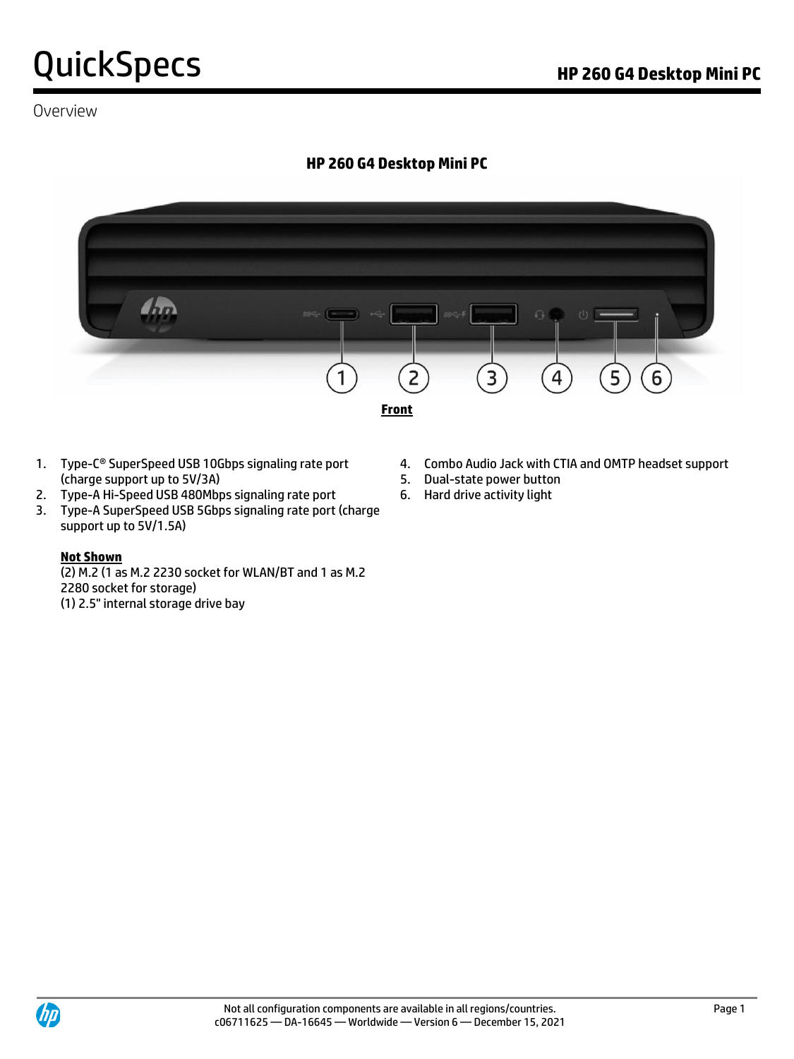# QuickSpecs

## HP 260 G4 Desktop Mini PC

### Overview

**HP 260 G4 Desktop Mini PC**

**Front**

1. Type-C® SuperSpeed USB 10Gbps signaling rate port (charge support up to 5V/3A)
2. Type-A Hi-Speed USB 480Mbps signaling rate port
3. Type-A SuperSpeed USB 5Gbps signaling rate port (charge support up to 5V/1.5A)
4. Combo Audio Jack with CTIA and OMTP headset support
5. Dual-state power button
6. Hard drive activity light

**Not Shown**

(2) M.2 (1 as M.2 2230 socket for WLAN/BT and 1 as M.2 2280 socket for storage)
(1) 2.5" internal storage drive bay

Not all configuration components are available in all regions/countries.
c06711625 — DA-16645 — Worldwide — Version 6 — December 15, 2021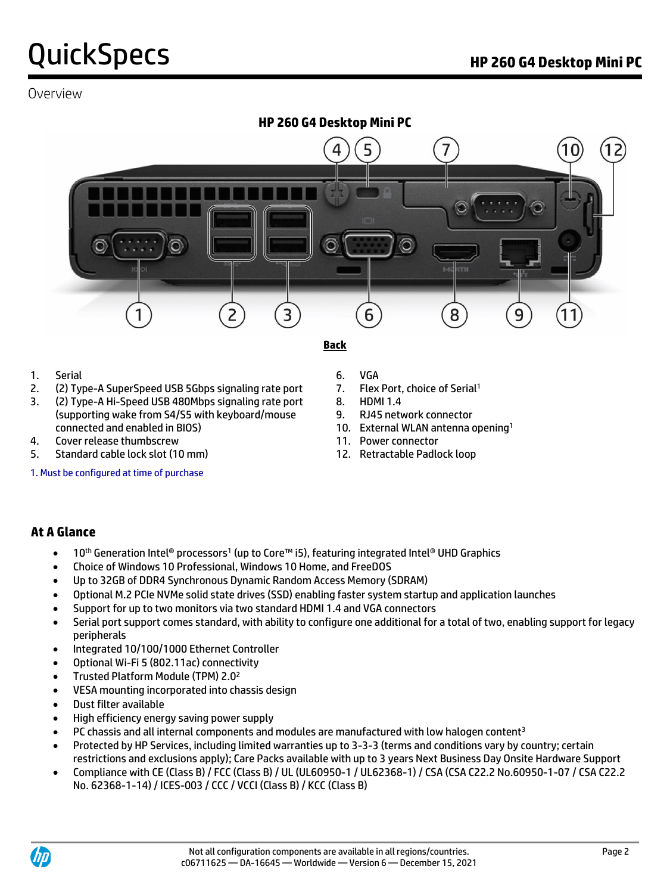## Overview

### HP 260 G4 Desktop Mini PC

**Back**

1. Serial
2. (2) Type-A SuperSpeed USB 5Gbps signaling rate port
3. (2) Type-A Hi-Speed USB 480Mbps signaling rate port (supporting wake from S4/S5 with keyboard/mouse connected and enabled in BIOS)
4. Cover release thumbscrew
5. Standard cable lock slot (10 mm)
6. VGA
7. Flex Port, choice of Serial[1]
8. HDMI 1.4
9. RJ45 network connector
10. External WLAN antenna opening[1]
11. Power connector
12. Retractable Padlock loop

1. Must be configured at time of purchase

### At A Glance

- 10th Generation Intel® processors[1] (up to Core™ i5), featuring integrated Intel® UHD Graphics
- Choice of Windows 10 Professional, Windows 10 Home, and FreeDOS
- Up to 32GB of DDR4 Synchronous Dynamic Random Access Memory (SDRAM)
- Optional M.2 PCIe NVMe solid state drives (SSD) enabling faster system startup and application launches
- Support for up to two monitors via two standard HDMI 1.4 and VGA connectors
- Serial port support comes standard, with ability to configure one additional for a total of two, enabling support for legacy peripherals
- Integrated 10/100/1000 Ethernet Controller
- Optional Wi-Fi 5 (802.11ac) connectivity
- Trusted Platform Module (TPM) 2.0[2]
- VESA mounting incorporated into chassis design
- Dust filter available
- High efficiency energy saving power supply
- PC chassis and all internal components and modules are manufactured with low halogen content[3]
- Protected by HP Services, including limited warranties up to 3-3-3 (terms and conditions vary by country; certain restrictions and exclusions apply); Care Packs available with up to 3 years Next Business Day Onsite Hardware Support
- Compliance with CE (Class B) / FCC (Class B) / UL (UL60950-1 / UL62368-1) / CSA (CSA C22.2 No.60950-1-07 / CSA C22.2 No. 62368-1-14) / ICES-003 / CCC / VCCI (Class B) / KCC (Class B)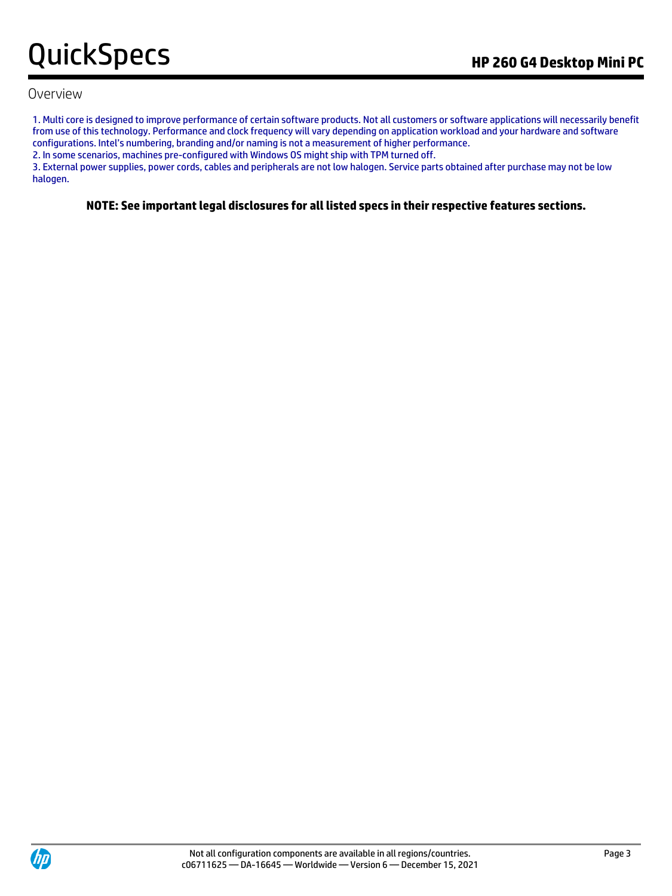## Overview

1. Multi core is designed to improve performance of certain software products. Not all customers or software applications will necessarily benefit from use of this technology. Performance and clock frequency will vary depending on application workload and your hardware and software configurations. Intel's numbering, branding and/or naming is not a measurement of higher performance.
2. In some scenarios, machines pre-configured with Windows OS might ship with TPM turned off.
3. External power supplies, power cords, cables and peripherals are not low halogen. Service parts obtained after purchase may not be low halogen.

**NOTE: See important legal disclosures for all listed specs in their respective features sections.**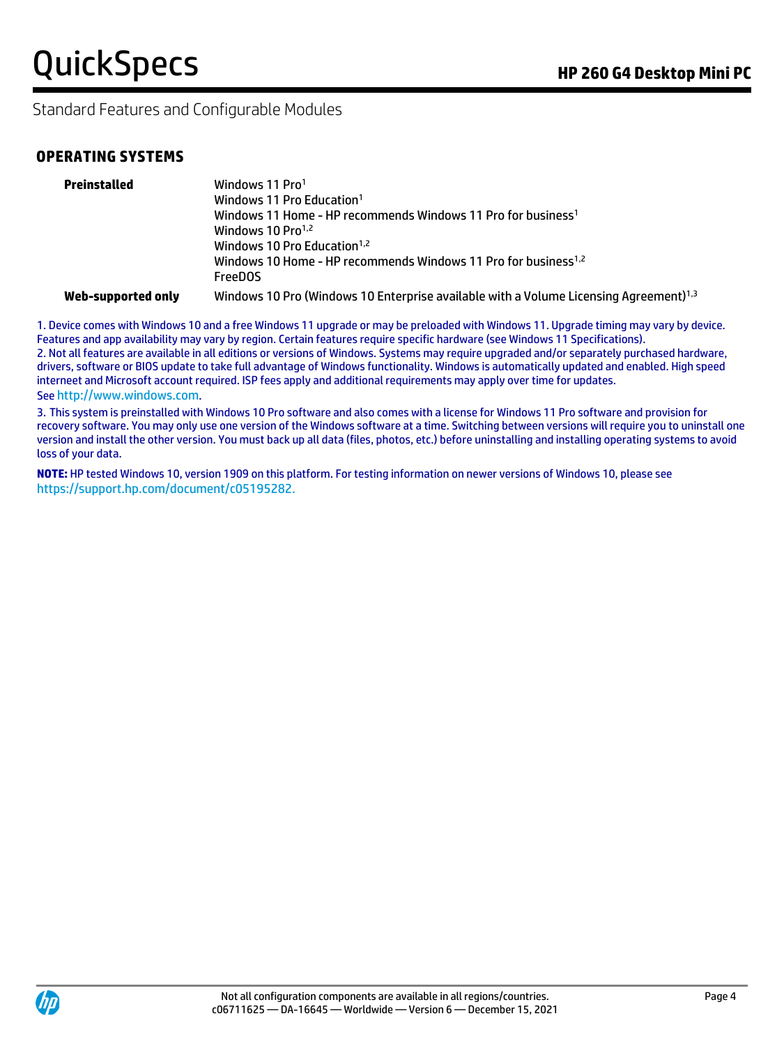## Standard Features and Configurable Modules

### OPERATING SYSTEMS

| | |
|---|---|
| **Preinstalled** | Windows 11 Pro[1]<br>Windows 11 Pro Education[1]<br>Windows 11 Home - HP recommends Windows 11 Pro for business[1]<br>Windows 10 Pro[1,2]<br>Windows 10 Pro Education[1,2]<br>Windows 10 Home - HP recommends Windows 11 Pro for business[1,2]<br>FreeDOS |
| **Web-supported only** | Windows 10 Pro (Windows 10 Enterprise available with a Volume Licensing Agreement)[1,3] |

1. Device comes with Windows 10 and a free Windows 11 upgrade or may be preloaded with Windows 11. Upgrade timing may vary by device. Features and app availability may vary by region. Certain features require specific hardware (see Windows 11 Specifications).
2. Not all features are available in all editions or versions of Windows. Systems may require upgraded and/or separately purchased hardware, drivers, software or BIOS update to take full advantage of Windows functionality. Windows is automatically updated and enabled. High speed interneet and Microsoft account required. ISP fees apply and additional requirements may apply over time for updates. See http://www.windows.com.
3. This system is preinstalled with Windows 10 Pro software and also comes with a license for Windows 11 Pro software and provision for recovery software. You may only use one version of the Windows software at a time. Switching between versions will require you to uninstall one version and install the other version. You must back up all data (files, photos, etc.) before uninstalling and installing operating systems to avoid loss of your data.

**NOTE:** HP tested Windows 10, version 1909 on this platform. For testing information on newer versions of Windows 10, please see https://support.hp.com/document/c05195282.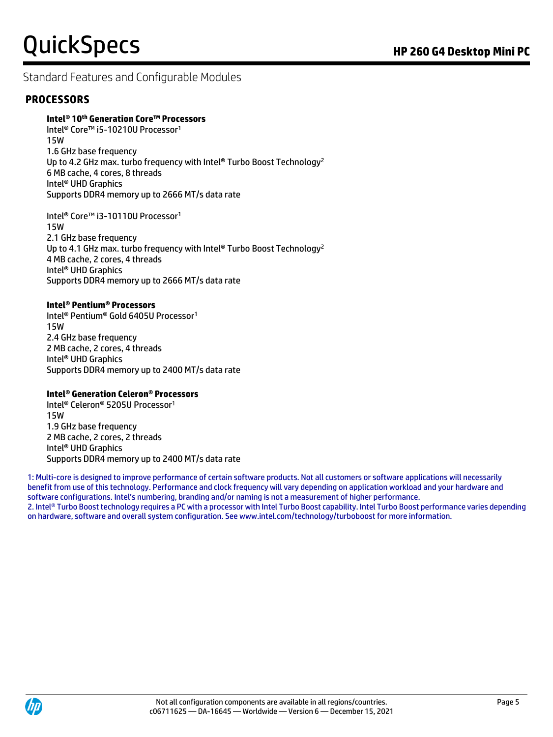## Standard Features and Configurable Modules

### PROCESSORS

**Intel® 10th Generation Core™ Processors**

Intel® Core™ i5-10210U Processor[1]
15W
1.6 GHz base frequency
Up to 4.2 GHz max. turbo frequency with Intel® Turbo Boost Technology[2]
6 MB cache, 4 cores, 8 threads
Intel® UHD Graphics
Supports DDR4 memory up to 2666 MT/s data rate

Intel® Core™ i3-10110U Processor[1]
15W
2.1 GHz base frequency
Up to 4.1 GHz max. turbo frequency with Intel® Turbo Boost Technology[2]
4 MB cache, 2 cores, 4 threads
Intel® UHD Graphics
Supports DDR4 memory up to 2666 MT/s data rate

**Intel® Pentium® Processors**

Intel® Pentium® Gold 6405U Processor[1]
15W
2.4 GHz base frequency
2 MB cache, 2 cores, 4 threads
Intel® UHD Graphics
Supports DDR4 memory up to 2400 MT/s data rate

**Intel® Generation Celeron® Processors**

Intel® Celeron® 5205U Processor[1]
15W
1.9 GHz base frequency
2 MB cache, 2 cores, 2 threads
Intel® UHD Graphics
Supports DDR4 memory up to 2400 MT/s data rate

1: Multi-core is designed to improve performance of certain software products. Not all customers or software applications will necessarily benefit from use of this technology. Performance and clock frequency will vary depending on application workload and your hardware and software configurations. Intel's numbering, branding and/or naming is not a measurement of higher performance.
2. Intel® Turbo Boost technology requires a PC with a processor with Intel Turbo Boost capability. Intel Turbo Boost performance varies depending on hardware, software and overall system configuration. See www.intel.com/technology/turboboost for more information.

Not all configuration components are available in all regions/countries.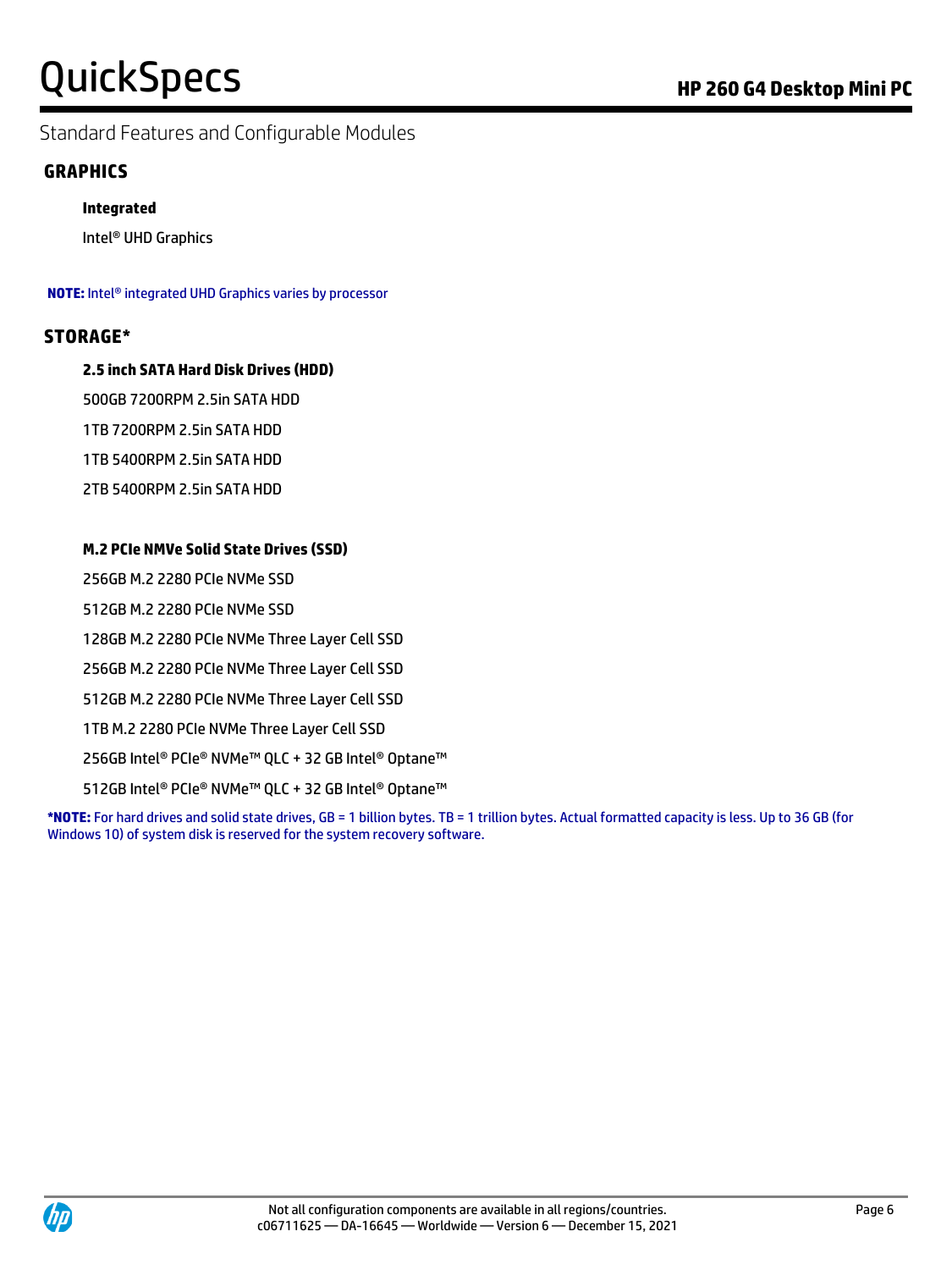## Standard Features and Configurable Modules

### GRAPHICS

**Integrated**

Intel® UHD Graphics

**NOTE:** Intel® integrated UHD Graphics varies by processor

### STORAGE*

**2.5 inch SATA Hard Disk Drives (HDD)**

500GB 7200RPM 2.5in SATA HDD

1TB 7200RPM 2.5in SATA HDD

1TB 5400RPM 2.5in SATA HDD

2TB 5400RPM 2.5in SATA HDD

**M.2 PCIe NMVe Solid State Drives (SSD)**

256GB M.2 2280 PCIe NVMe SSD

512GB M.2 2280 PCIe NVMe SSD

128GB M.2 2280 PCIe NVMe Three Layer Cell SSD

256GB M.2 2280 PCIe NVMe Three Layer Cell SSD

512GB M.2 2280 PCIe NVMe Three Layer Cell SSD

1TB M.2 2280 PCIe NVMe Three Layer Cell SSD

256GB Intel® PCIe® NVMe™ QLC + 32 GB Intel® Optane™

512GB Intel® PCIe® NVMe™ QLC + 32 GB Intel® Optane™

***NOTE:** For hard drives and solid state drives, GB = 1 billion bytes. TB = 1 trillion bytes. Actual formatted capacity is less. Up to 36 GB (for Windows 10) of system disk is reserved for the system recovery software.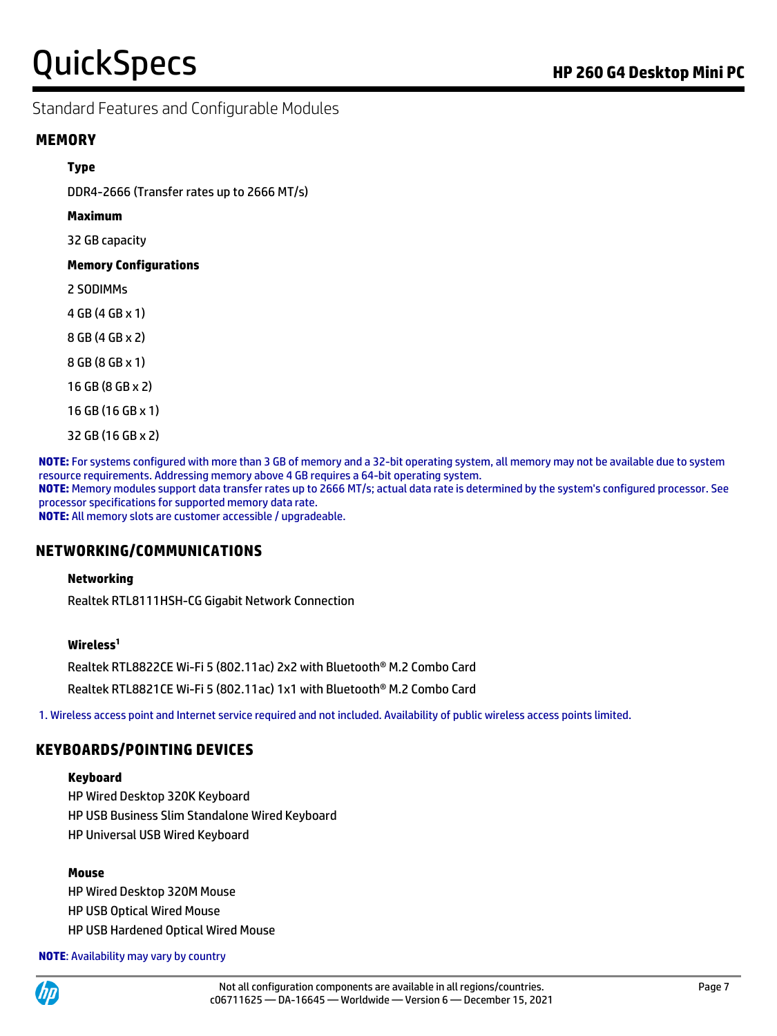## Standard Features and Configurable Modules

### MEMORY

**Type**

DDR4-2666 (Transfer rates up to 2666 MT/s)

**Maximum**

32 GB capacity

**Memory Configurations**

2 SODIMMs

4 GB (4 GB x 1)

8 GB (4 GB x 2)

8 GB (8 GB x 1)

16 GB (8 GB x 2)

16 GB (16 GB x 1)

32 GB (16 GB x 2)

**NOTE:** For systems configured with more than 3 GB of memory and a 32-bit operating system, all memory may not be available due to system resource requirements. Addressing memory above 4 GB requires a 64-bit operating system.
**NOTE:** Memory modules support data transfer rates up to 2666 MT/s; actual data rate is determined by the system's configured processor. See processor specifications for supported memory data rate.
**NOTE:** All memory slots are customer accessible / upgradeable.

### NETWORKING/COMMUNICATIONS

**Networking**

Realtek RTL8111HSH-CG Gigabit Network Connection

**Wireless[1]**

Realtek RTL8822CE Wi-Fi 5 (802.11ac) 2x2 with Bluetooth® M.2 Combo Card

Realtek RTL8821CE Wi-Fi 5 (802.11ac) 1x1 with Bluetooth® M.2 Combo Card

1. Wireless access point and Internet service required and not included. Availability of public wireless access points limited.

### KEYBOARDS/POINTING DEVICES

**Keyboard**

HP Wired Desktop 320K Keyboard
HP USB Business Slim Standalone Wired Keyboard
HP Universal USB Wired Keyboard

**Mouse**

HP Wired Desktop 320M Mouse
HP USB Optical Wired Mouse
HP USB Hardened Optical Wired Mouse

**NOTE**: Availability may vary by country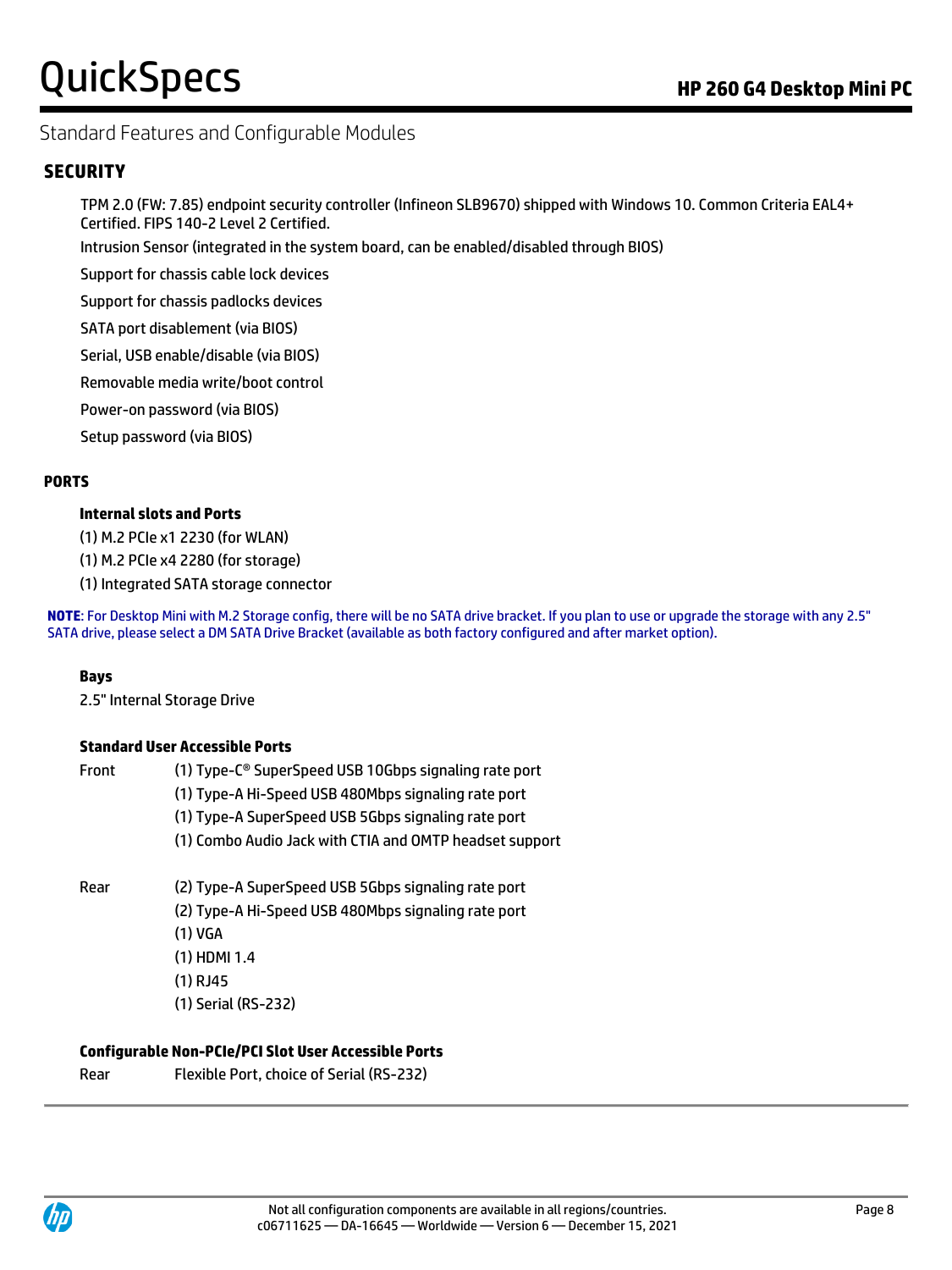## Standard Features and Configurable Modules

### SECURITY

TPM 2.0 (FW: 7.85) endpoint security controller (Infineon SLB9670) shipped with Windows 10. Common Criteria EAL4+ Certified. FIPS 140-2 Level 2 Certified.

Intrusion Sensor (integrated in the system board, can be enabled/disabled through BIOS)

Support for chassis cable lock devices

Support for chassis padlocks devices

SATA port disablement (via BIOS)

Serial, USB enable/disable (via BIOS)

Removable media write/boot control

Power-on password (via BIOS)

Setup password (via BIOS)

### PORTS

**Internal slots and Ports**

(1) M.2 PCIe x1 2230 (for WLAN)

(1) M.2 PCIe x4 2280 (for storage)

(1) Integrated SATA storage connector

**NOTE**: For Desktop Mini with M.2 Storage config, there will be no SATA drive bracket. If you plan to use or upgrade the storage with any 2.5" SATA drive, please select a DM SATA Drive Bracket (available as both factory configured and after market option).

**Bays**

2.5" Internal Storage Drive

**Standard User Accessible Ports**

| | |
|---|---|
| Front | (1) Type-C® SuperSpeed USB 10Gbps signaling rate port |
| | (1) Type-A Hi-Speed USB 480Mbps signaling rate port |
| | (1) Type-A SuperSpeed USB 5Gbps signaling rate port |
| | (1) Combo Audio Jack with CTIA and OMTP headset support |
| Rear | (2) Type-A SuperSpeed USB 5Gbps signaling rate port |
| | (2) Type-A Hi-Speed USB 480Mbps signaling rate port |
| | (1) VGA |
| | (1) HDMI 1.4 |
| | (1) RJ45 |
| | (1) Serial (RS-232) |

**Configurable Non-PCIe/PCI Slot User Accessible Ports**

| | |
|---|---|
| Rear | Flexible Port, choice of Serial (RS-232) |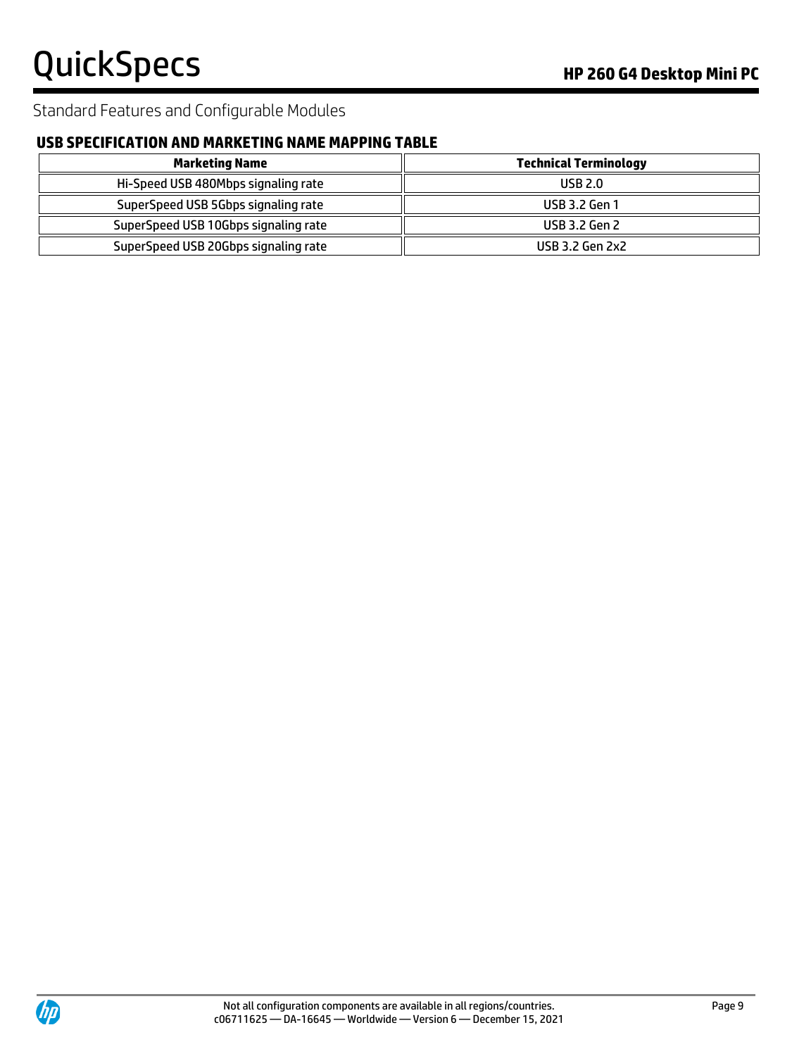Standard Features and Configurable Modules

### USB SPECIFICATION AND MARKETING NAME MAPPING TABLE

| Marketing Name | Technical Terminology |
| --- | --- |
| Hi-Speed USB 480Mbps signaling rate | USB 2.0 |
| SuperSpeed USB 5Gbps signaling rate | USB 3.2 Gen 1 |
| SuperSpeed USB 10Gbps signaling rate | USB 3.2 Gen 2 |
| SuperSpeed USB 20Gbps signaling rate | USB 3.2 Gen 2x2 |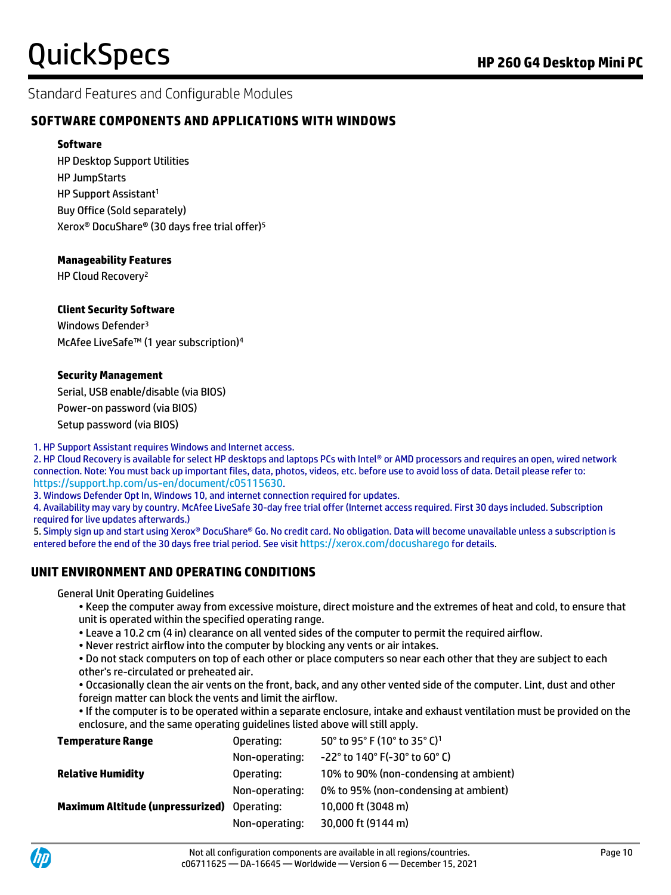## Standard Features and Configurable Modules

### SOFTWARE COMPONENTS AND APPLICATIONS WITH WINDOWS

**Software**

HP Desktop Support Utilities
HP JumpStarts
HP Support Assistant[1]
Buy Office (Sold separately)
Xerox® DocuShare® (30 days free trial offer)[5]

**Manageability Features**

HP Cloud Recovery[2]

**Client Security Software**

Windows Defender[3]
McAfee LiveSafe™ (1 year subscription)[4]

**Security Management**

Serial, USB enable/disable (via BIOS)
Power-on password (via BIOS)
Setup password (via BIOS)

1. HP Support Assistant requires Windows and Internet access.
2. HP Cloud Recovery is available for select HP desktops and laptops PCs with Intel® or AMD processors and requires an open, wired network connection. Note: You must back up important files, data, photos, videos, etc. before use to avoid loss of data. Detail please refer to: https://support.hp.com/us-en/document/c05115630.
3. Windows Defender Opt In, Windows 10, and internet connection required for updates.
4. Availability may vary by country. McAfee LiveSafe 30-day free trial offer (Internet access required. First 30 days included. Subscription required for live updates afterwards.)
5. Simply sign up and start using Xerox® DocuShare® Go. No credit card. No obligation. Data will become unavailable unless a subscription is entered before the end of the 30 days free trial period. See visit https://xerox.com/docusharego for details.

### UNIT ENVIRONMENT AND OPERATING CONDITIONS

General Unit Operating Guidelines

- Keep the computer away from excessive moisture, direct moisture and the extremes of heat and cold, to ensure that unit is operated within the specified operating range.
- Leave a 10.2 cm (4 in) clearance on all vented sides of the computer to permit the required airflow.
- Never restrict airflow into the computer by blocking any vents or air intakes.
- Do not stack computers on top of each other or place computers so near each other that they are subject to each other's re-circulated or preheated air.
- Occasionally clean the air vents on the front, back, and any other vented side of the computer. Lint, dust and other foreign matter can block the vents and limit the airflow.
- If the computer is to be operated within a separate enclosure, intake and exhaust ventilation must be provided on the enclosure, and the same operating guidelines listed above will still apply.

| | | |
|---|---|---|
| **Temperature Range** | Operating: | 50° to 95° F (10° to 35° C)[1] |
| | Non-operating: | -22° to 140° F(-30° to 60° C) |
| **Relative Humidity** | Operating: | 10% to 90% (non-condensing at ambient) |
| | Non-operating: | 0% to 95% (non-condensing at ambient) |
| **Maximum Altitude (unpressurized)** | Operating: | 10,000 ft (3048 m) |
| | Non-operating: | 30,000 ft (9144 m) |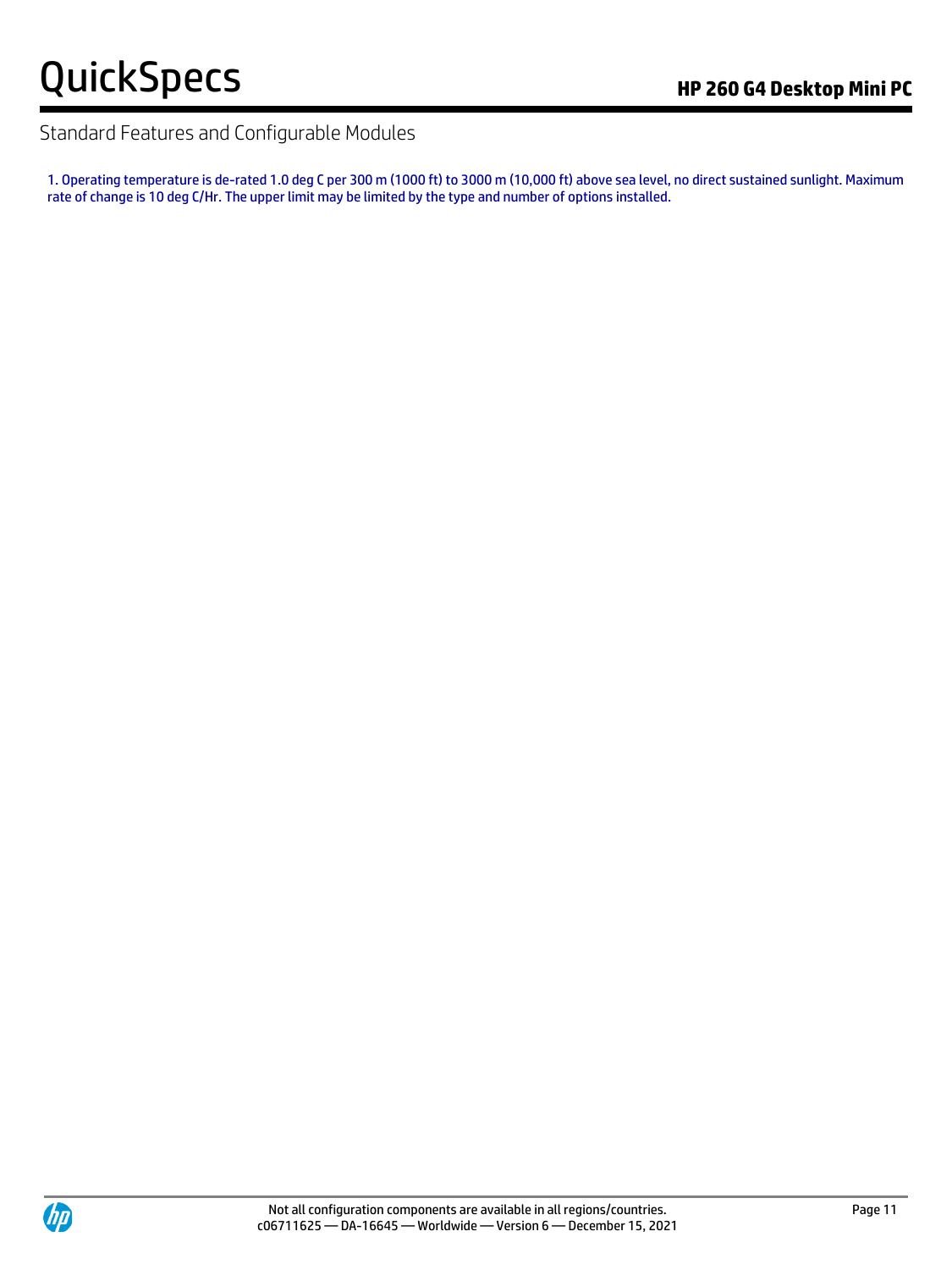1. Operating temperature is de-rated 1.0 deg C per 300 m (1000 ft) to 3000 m (10,000 ft) above sea level, no direct sustained sunlight. Maximum rate of change is 10 deg C/Hr. The upper limit may be limited by the type and number of options installed.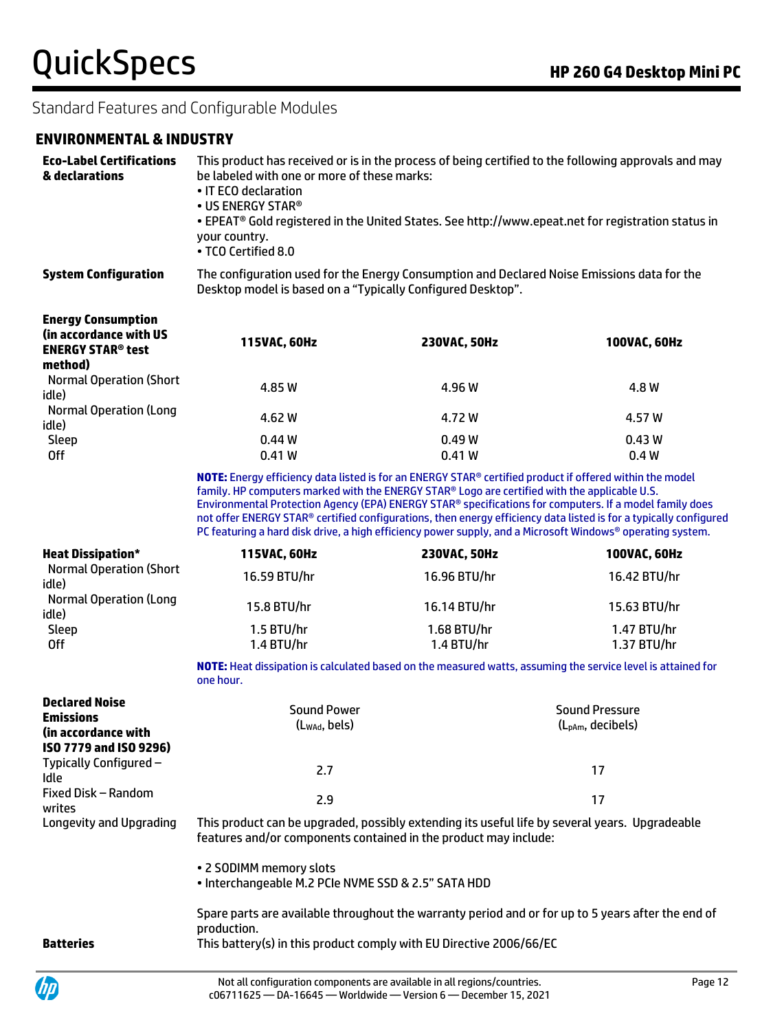## Standard Features and Configurable Modules

### ENVIRONMENTAL & INDUSTRY

**Eco-Label Certifications & declarations**

This product has received or is in the process of being certified to the following approvals and may be labeled with one or more of these marks:

- IT ECO declaration
- US ENERGY STAR®
- EPEAT® Gold registered in the United States. See http://www.epeat.net for registration status in your country.
- TCO Certified 8.0

**System Configuration**

The configuration used for the Energy Consumption and Declared Noise Emissions data for the Desktop model is based on a "Typically Configured Desktop".

| **Energy Consumption (in accordance with US ENERGY STAR® test method)** | **115VAC, 60Hz** | **230VAC, 50Hz** | **100VAC, 60Hz** |
|---|---|---|---|
| Normal Operation (Short idle) | 4.85 W | 4.96 W | 4.8 W |
| Normal Operation (Long idle) | 4.62 W | 4.72 W | 4.57 W |
| Sleep | 0.44 W | 0.49 W | 0.43 W |
| Off | 0.41 W | 0.41 W | 0.4 W |

**NOTE:** Energy efficiency data listed is for an ENERGY STAR® certified product if offered within the model family. HP computers marked with the ENERGY STAR® Logo are certified with the applicable U.S. Environmental Protection Agency (EPA) ENERGY STAR® specifications for computers. If a model family does not offer ENERGY STAR® certified configurations, then energy efficiency data listed is for a typically configured PC featuring a hard disk drive, a high efficiency power supply, and a Microsoft Windows® operating system.

| **Heat Dissipation*** | **115VAC, 60Hz** | **230VAC, 50Hz** | **100VAC, 60Hz** |
|---|---|---|---|
| Normal Operation (Short idle) | 16.59 BTU/hr | 16.96 BTU/hr | 16.42 BTU/hr |
| Normal Operation (Long idle) | 15.8 BTU/hr | 16.14 BTU/hr | 15.63 BTU/hr |
| Sleep | 1.5 BTU/hr | 1.68 BTU/hr | 1.47 BTU/hr |
| Off | 1.4 BTU/hr | 1.4 BTU/hr | 1.37 BTU/hr |

**NOTE:** Heat dissipation is calculated based on the measured watts, assuming the service level is attained for one hour.

| **Declared Noise Emissions (in accordance with ISO 7779 and ISO 9296)** | Sound Power ($L_{WAd}$, bels) | Sound Pressure ($L_{pAm}$, decibels) |
|---|---|---|
| Typically Configured – Idle | 2.7 | 17 |
| Fixed Disk – Random writes | 2.9 | 17 |

**Longevity and Upgrading**

This product can be upgraded, possibly extending its useful life by several years. Upgradeable features and/or components contained in the product may include:

- 2 SODIMM memory slots
- Interchangeable M.2 PCIe NVME SSD & 2.5" SATA HDD

Spare parts are available throughout the warranty period and or for up to 5 years after the end of production.

**Batteries**

This battery(s) in this product comply with EU Directive 2006/66/EC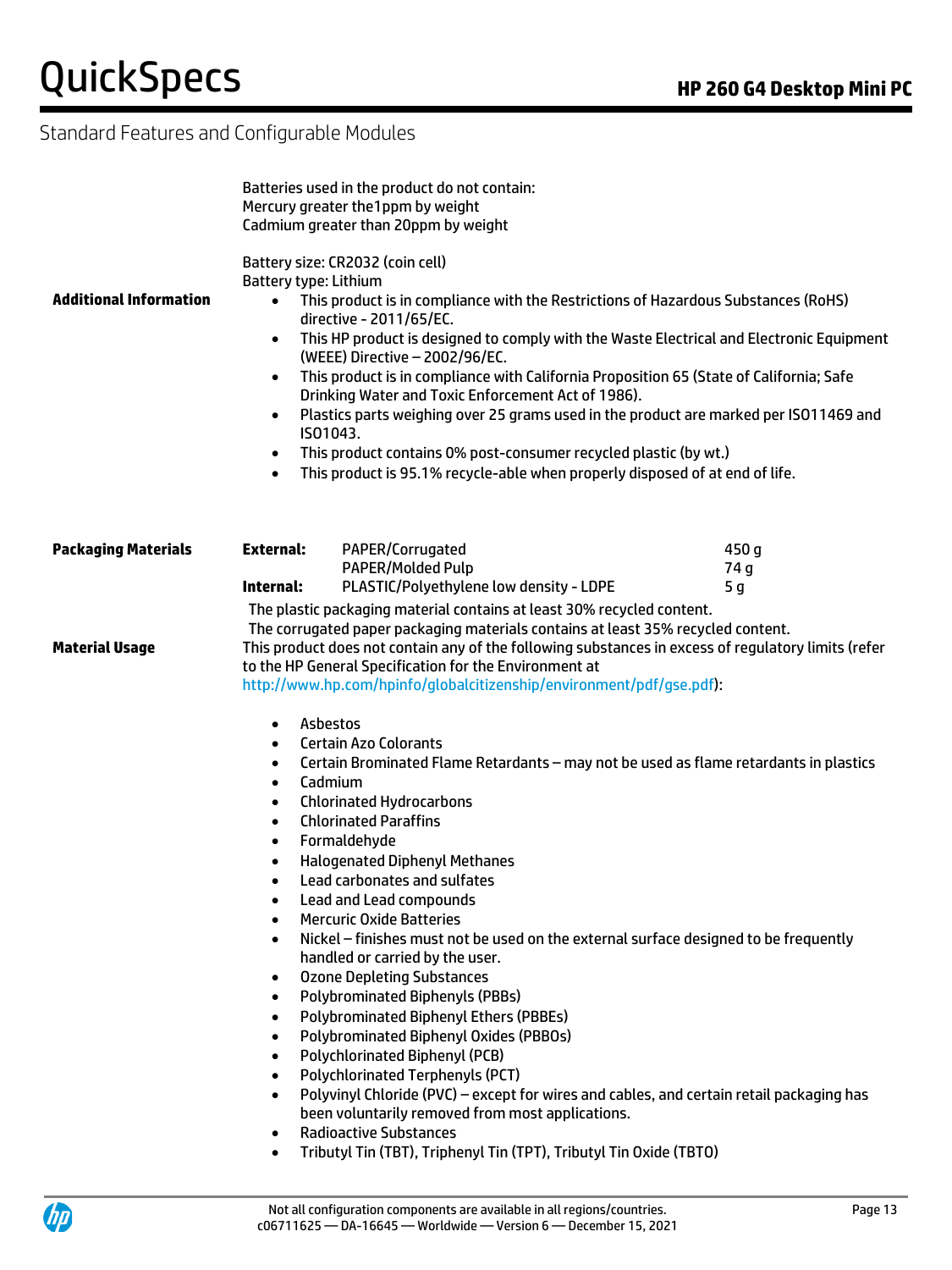## Standard Features and Configurable Modules

Batteries used in the product do not contain:
Mercury greater the1ppm by weight
Cadmium greater than 20ppm by weight

Battery size: CR2032 (coin cell)
Battery type: Lithium

**Additional Information**

- This product is in compliance with the Restrictions of Hazardous Substances (RoHS) directive - 2011/65/EC.
- This HP product is designed to comply with the Waste Electrical and Electronic Equipment (WEEE) Directive – 2002/96/EC.
- This product is in compliance with California Proposition 65 (State of California; Safe Drinking Water and Toxic Enforcement Act of 1986).
- Plastics parts weighing over 25 grams used in the product are marked per ISO11469 and ISO1043.
- This product contains 0% post-consumer recycled plastic (by wt.)
- This product is 95.1% recycle-able when properly disposed of at end of life.

**Packaging Materials**

| | | |
|---|---|---|
| **External:** | PAPER/Corrugated | 450 g |
| | PAPER/Molded Pulp | 74 g |
| **Internal:** | PLASTIC/Polyethylene low density - LDPE | 5 g |

The plastic packaging material contains at least 30% recycled content.
The corrugated paper packaging materials contains at least 35% recycled content.

**Material Usage**

This product does not contain any of the following substances in excess of regulatory limits (refer to the HP General Specification for the Environment at http://www.hp.com/hpinfo/globalcitizenship/environment/pdf/gse.pdf):

- Asbestos
- Certain Azo Colorants
- Certain Brominated Flame Retardants – may not be used as flame retardants in plastics
- Cadmium
- Chlorinated Hydrocarbons
- Chlorinated Paraffins
- Formaldehyde
- Halogenated Diphenyl Methanes
- Lead carbonates and sulfates
- Lead and Lead compounds
- Mercuric Oxide Batteries
- Nickel – finishes must not be used on the external surface designed to be frequently handled or carried by the user.
- Ozone Depleting Substances
- Polybrominated Biphenyls (PBBs)
- Polybrominated Biphenyl Ethers (PBBEs)
- Polybrominated Biphenyl Oxides (PBBOs)
- Polychlorinated Biphenyl (PCB)
- Polychlorinated Terphenyls (PCT)
- Polyvinyl Chloride (PVC) – except for wires and cables, and certain retail packaging has been voluntarily removed from most applications.
- Radioactive Substances
- Tributyl Tin (TBT), Triphenyl Tin (TPT), Tributyl Tin Oxide (TBTO)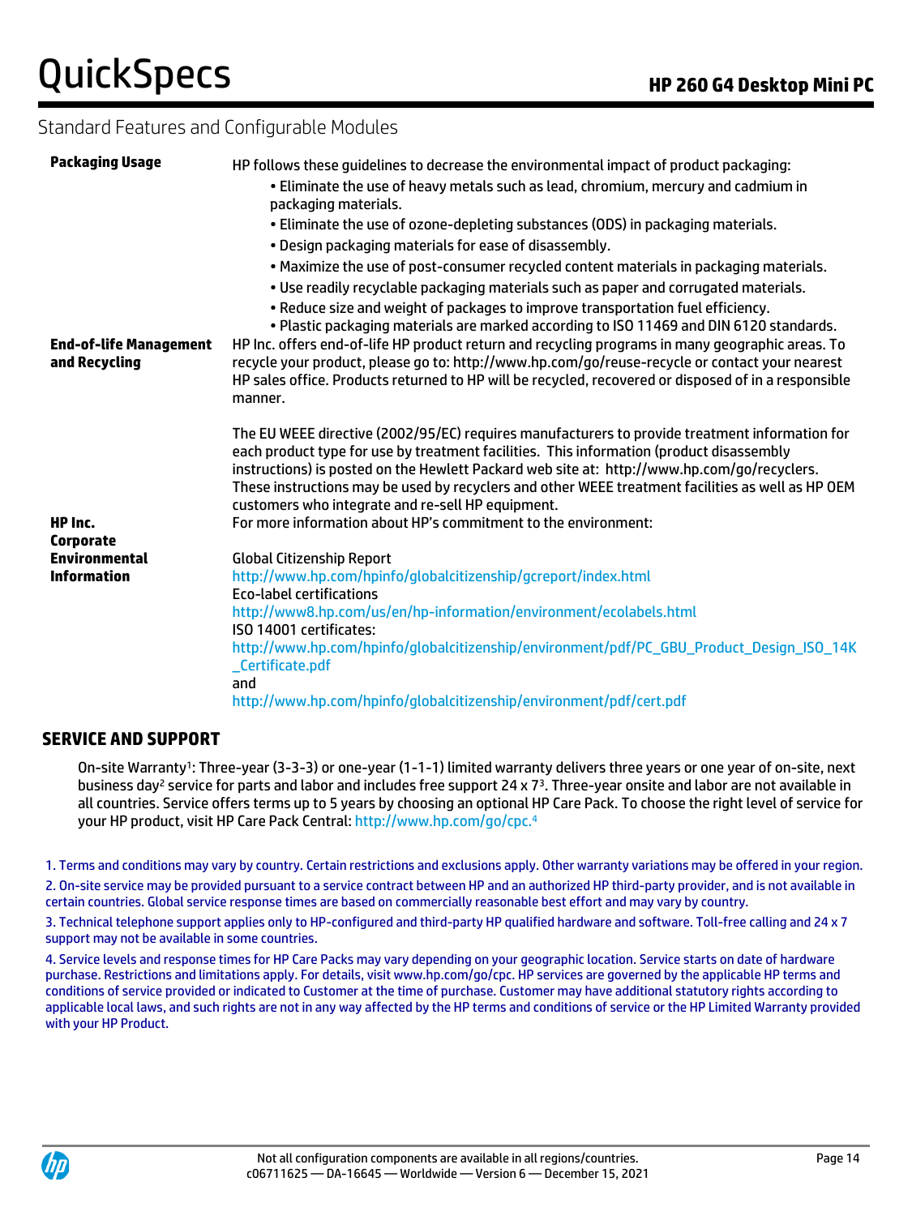## Standard Features and Configurable Modules

| | |
|---|---|
| **Packaging Usage** | HP follows these guidelines to decrease the environmental impact of product packaging:<br>• Eliminate the use of heavy metals such as lead, chromium, mercury and cadmium in packaging materials.<br>• Eliminate the use of ozone-depleting substances (ODS) in packaging materials.<br>• Design packaging materials for ease of disassembly.<br>• Maximize the use of post-consumer recycled content materials in packaging materials.<br>• Use readily recyclable packaging materials such as paper and corrugated materials.<br>• Reduce size and weight of packages to improve transportation fuel efficiency.<br>• Plastic packaging materials are marked according to ISO 11469 and DIN 6120 standards. |
| **End-of-life Management and Recycling** | HP Inc. offers end-of-life HP product return and recycling programs in many geographic areas. To recycle your product, please go to: http://www.hp.com/go/reuse-recycle or contact your nearest HP sales office. Products returned to HP will be recycled, recovered or disposed of in a responsible manner.<br><br>The EU WEEE directive (2002/95/EC) requires manufacturers to provide treatment information for each product type for use by treatment facilities. This information (product disassembly instructions) is posted on the Hewlett Packard web site at: http://www.hp.com/go/recyclers. These instructions may be used by recyclers and other WEEE treatment facilities as well as HP OEM customers who integrate and re-sell HP equipment. |
| **HP Inc. Corporate Environmental Information** | For more information about HP's commitment to the environment:<br><br>Global Citizenship Report<br>http://www.hp.com/hpinfo/globalcitizenship/gcreport/index.html<br>Eco-label certifications<br>http://www8.hp.com/us/en/hp-information/environment/ecolabels.html<br>ISO 14001 certificates:<br>http://www.hp.com/hpinfo/globalcitizenship/environment/pdf/PC_GBU_Product_Design_ISO_14K_Certificate.pdf<br>and<br>http://www.hp.com/hpinfo/globalcitizenship/environment/pdf/cert.pdf |

## SERVICE AND SUPPORT

On-site Warranty[1]: Three-year (3-3-3) or one-year (1-1-1) limited warranty delivers three years or one year of on-site, next business day[2] service for parts and labor and includes free support 24 x 7[3]. Three-year onsite and labor are not available in all countries. Service offers terms up to 5 years by choosing an optional HP Care Pack. To choose the right level of service for your HP product, visit HP Care Pack Central: http://www.hp.com/go/cpc.[4]

1. Terms and conditions may vary by country. Certain restrictions and exclusions apply. Other warranty variations may be offered in your region.
2. On-site service may be provided pursuant to a service contract between HP and an authorized HP third-party provider, and is not available in certain countries. Global service response times are based on commercially reasonable best effort and may vary by country.
3. Technical telephone support applies only to HP-configured and third-party HP qualified hardware and software. Toll-free calling and 24 x 7 support may not be available in some countries.
4. Service levels and response times for HP Care Packs may vary depending on your geographic location. Service starts on date of hardware purchase. Restrictions and limitations apply. For details, visit www.hp.com/go/cpc. HP services are governed by the applicable HP terms and conditions of service provided or indicated to Customer at the time of purchase. Customer may have additional statutory rights according to applicable local laws, and such rights are not in any way affected by the HP terms and conditions of service or the HP Limited Warranty provided with your HP Product.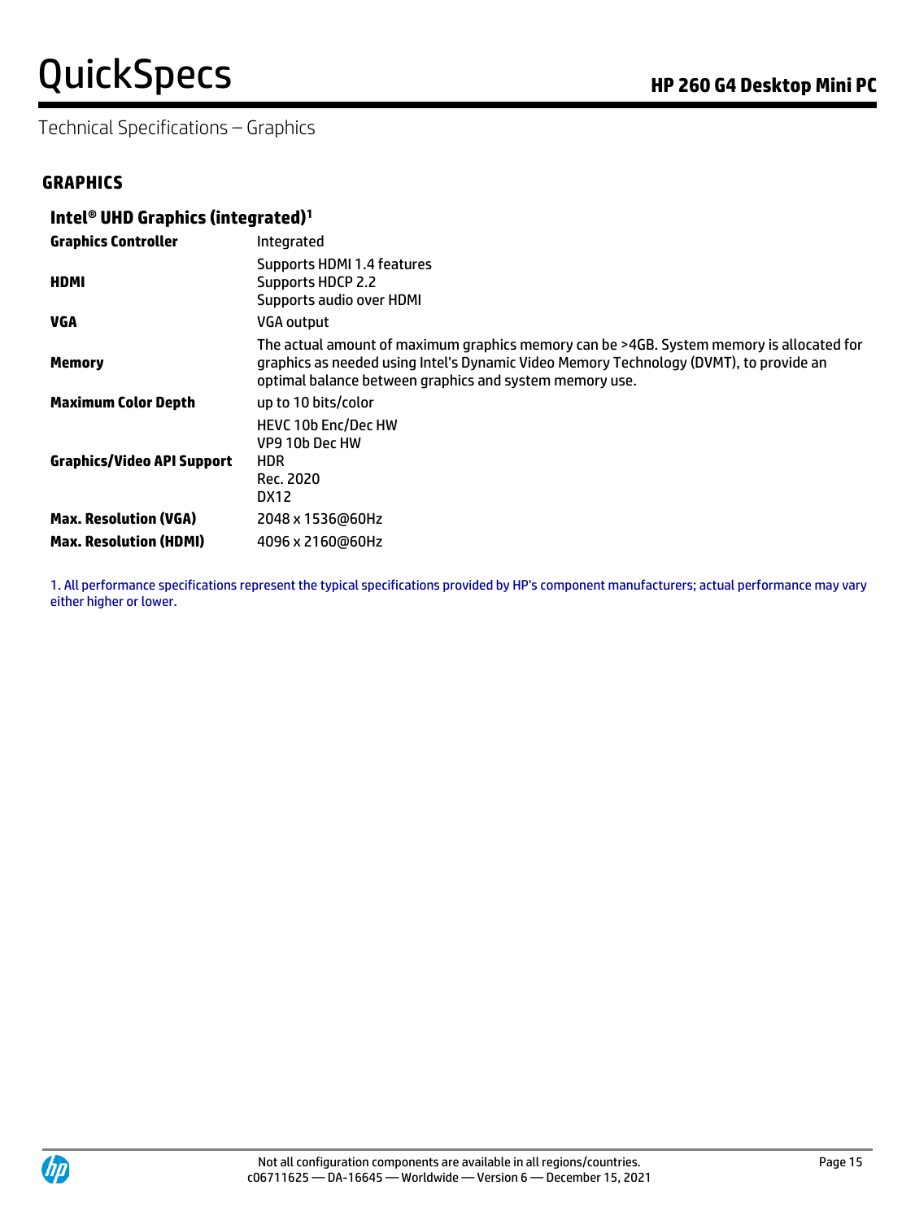Technical Specifications – Graphics

## GRAPHICS

### Intel® UHD Graphics (integrated)[1]

| | |
|---|---|
| **Graphics Controller** | Integrated |
| **HDMI** | Supports HDMI 1.4 features<br>Supports HDCP 2.2<br>Supports audio over HDMI |
| **VGA** | VGA output |
| **Memory** | The actual amount of maximum graphics memory can be >4GB. System memory is allocated for graphics as needed using Intel's Dynamic Video Memory Technology (DVMT), to provide an optimal balance between graphics and system memory use. |
| **Maximum Color Depth** | up to 10 bits/color |
| **Graphics/Video API Support** | HEVC 10b Enc/Dec HW<br>VP9 10b Dec HW<br>HDR<br>Rec. 2020<br>DX12 |
| **Max. Resolution (VGA)** | 2048 x 1536@60Hz |
| **Max. Resolution (HDMI)** | 4096 x 2160@60Hz |

1. All performance specifications represent the typical specifications provided by HP's component manufacturers; actual performance may vary either higher or lower.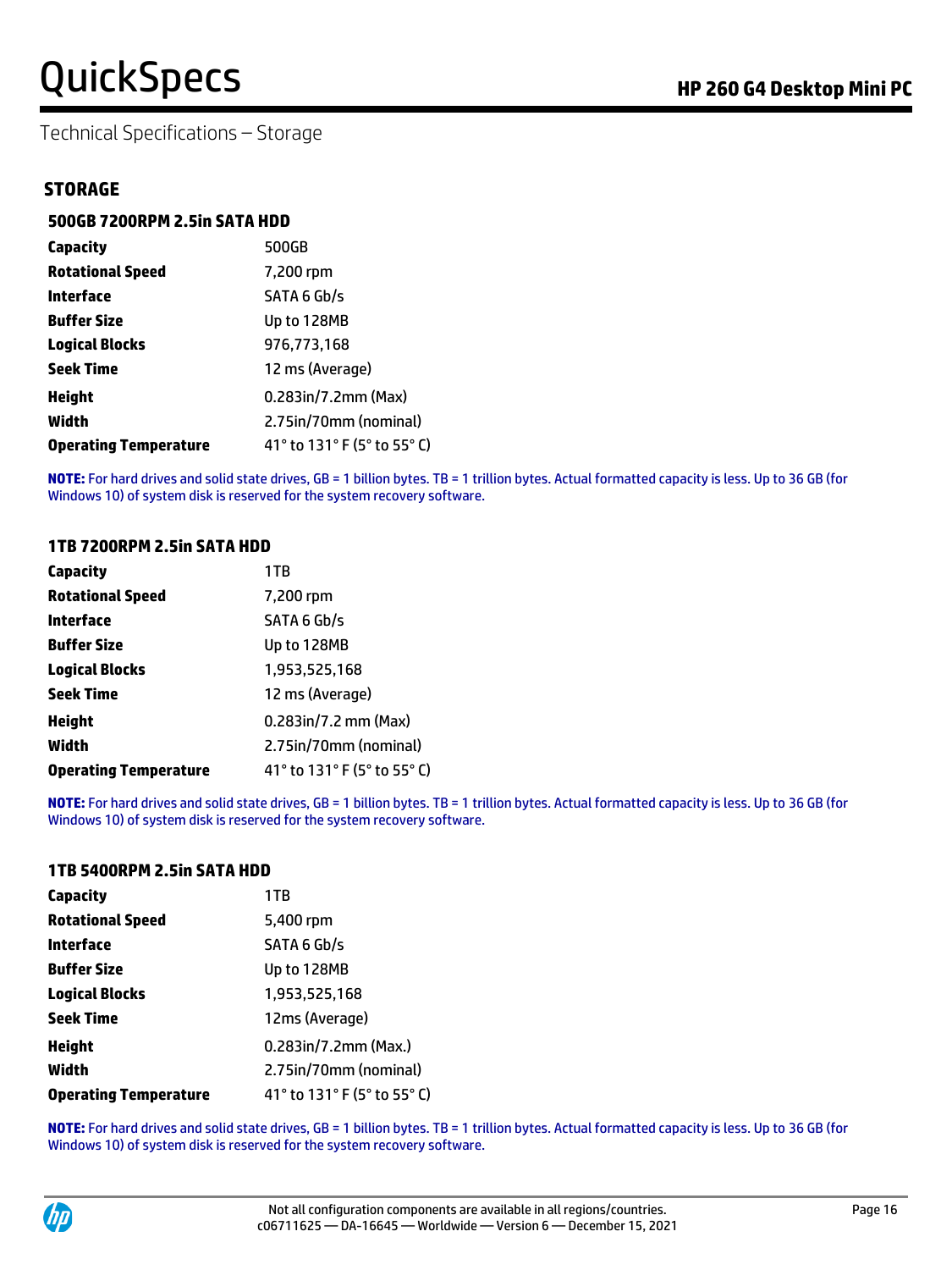Technical Specifications – Storage

## STORAGE

### 500GB 7200RPM 2.5in SATA HDD

| | |
|---|---|
| **Capacity** | 500GB |
| **Rotational Speed** | 7,200 rpm |
| **Interface** | SATA 6 Gb/s |
| **Buffer Size** | Up to 128MB |
| **Logical Blocks** | 976,773,168 |
| **Seek Time** | 12 ms (Average) |
| **Height** | 0.283in/7.2mm (Max) |
| **Width** | 2.75in/70mm (nominal) |
| **Operating Temperature** | 41° to 131° F (5° to 55° C) |

**NOTE:** For hard drives and solid state drives, GB = 1 billion bytes. TB = 1 trillion bytes. Actual formatted capacity is less. Up to 36 GB (for Windows 10) of system disk is reserved for the system recovery software.

### 1TB 7200RPM 2.5in SATA HDD

| | |
|---|---|
| **Capacity** | 1TB |
| **Rotational Speed** | 7,200 rpm |
| **Interface** | SATA 6 Gb/s |
| **Buffer Size** | Up to 128MB |
| **Logical Blocks** | 1,953,525,168 |
| **Seek Time** | 12 ms (Average) |
| **Height** | 0.283in/7.2 mm (Max) |
| **Width** | 2.75in/70mm (nominal) |
| **Operating Temperature** | 41° to 131° F (5° to 55° C) |

**NOTE:** For hard drives and solid state drives, GB = 1 billion bytes. TB = 1 trillion bytes. Actual formatted capacity is less. Up to 36 GB (for Windows 10) of system disk is reserved for the system recovery software.

### 1TB 5400RPM 2.5in SATA HDD

| | |
|---|---|
| **Capacity** | 1TB |
| **Rotational Speed** | 5,400 rpm |
| **Interface** | SATA 6 Gb/s |
| **Buffer Size** | Up to 128MB |
| **Logical Blocks** | 1,953,525,168 |
| **Seek Time** | 12ms (Average) |
| **Height** | 0.283in/7.2mm (Max.) |
| **Width** | 2.75in/70mm (nominal) |
| **Operating Temperature** | 41° to 131° F (5° to 55° C) |

**NOTE:** For hard drives and solid state drives, GB = 1 billion bytes. TB = 1 trillion bytes. Actual formatted capacity is less. Up to 36 GB (for Windows 10) of system disk is reserved for the system recovery software.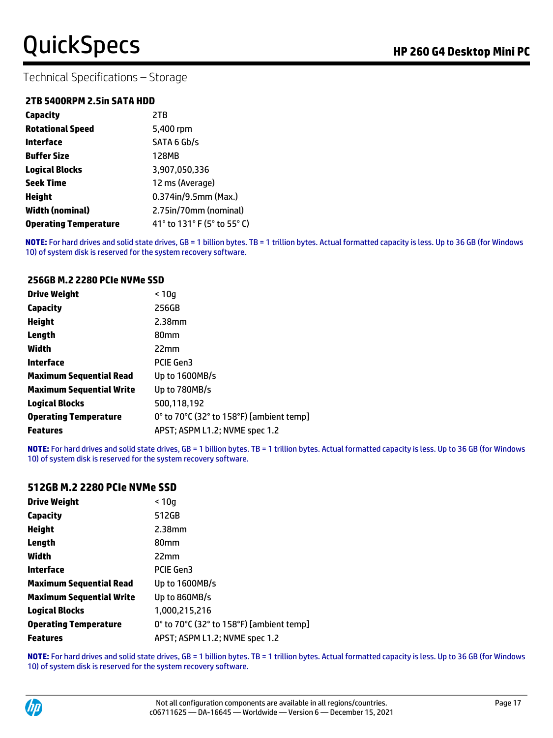## Technical Specifications – Storage

### 2TB 5400RPM 2.5in SATA HDD

| | |
|---|---|
| **Capacity** | 2TB |
| **Rotational Speed** | 5,400 rpm |
| **Interface** | SATA 6 Gb/s |
| **Buffer Size** | 128MB |
| **Logical Blocks** | 3,907,050,336 |
| **Seek Time** | 12 ms (Average) |
| **Height** | 0.374in/9.5mm (Max.) |
| **Width (nominal)** | 2.75in/70mm (nominal) |
| **Operating Temperature** | 41° to 131° F (5° to 55° C) |

**NOTE:** For hard drives and solid state drives, GB = 1 billion bytes. TB = 1 trillion bytes. Actual formatted capacity is less. Up to 36 GB (for Windows 10) of system disk is reserved for the system recovery software.

### 256GB M.2 2280 PCIe NVMe SSD

| | |
|---|---|
| **Drive Weight** | < 10g |
| **Capacity** | 256GB |
| **Height** | 2.38mm |
| **Length** | 80mm |
| **Width** | 22mm |
| **Interface** | PCIE Gen3 |
| **Maximum Sequential Read** | Up to 1600MB/s |
| **Maximum Sequential Write** | Up to 780MB/s |
| **Logical Blocks** | 500,118,192 |
| **Operating Temperature** | 0° to 70°C (32° to 158°F) [ambient temp] |
| **Features** | APST; ASPM L1.2; NVME spec 1.2 |

**NOTE:** For hard drives and solid state drives, GB = 1 billion bytes. TB = 1 trillion bytes. Actual formatted capacity is less. Up to 36 GB (for Windows 10) of system disk is reserved for the system recovery software.

### 512GB M.2 2280 PCIe NVMe SSD

| | |
|---|---|
| **Drive Weight** | < 10g |
| **Capacity** | 512GB |
| **Height** | 2.38mm |
| **Length** | 80mm |
| **Width** | 22mm |
| **Interface** | PCIE Gen3 |
| **Maximum Sequential Read** | Up to 1600MB/s |
| **Maximum Sequential Write** | Up to 860MB/s |
| **Logical Blocks** | 1,000,215,216 |
| **Operating Temperature** | 0° to 70°C (32° to 158°F) [ambient temp] |
| **Features** | APST; ASPM L1.2; NVME spec 1.2 |

**NOTE:** For hard drives and solid state drives, GB = 1 billion bytes. TB = 1 trillion bytes. Actual formatted capacity is less. Up to 36 GB (for Windows 10) of system disk is reserved for the system recovery software.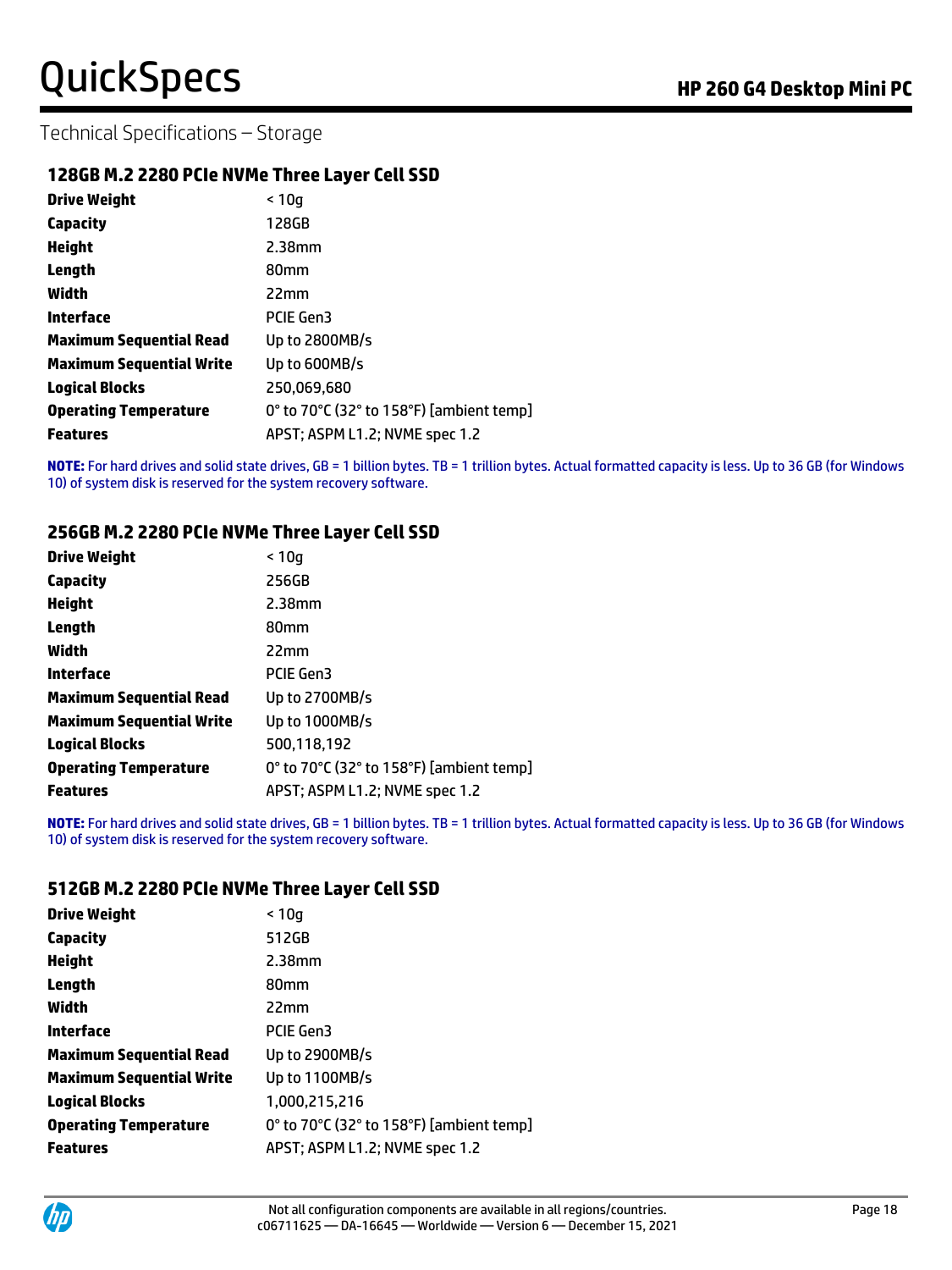Technical Specifications – Storage

### 128GB M.2 2280 PCIe NVMe Three Layer Cell SSD

| | |
|---|---|
| **Drive Weight** | < 10g |
| **Capacity** | 128GB |
| **Height** | 2.38mm |
| **Length** | 80mm |
| **Width** | 22mm |
| **Interface** | PCIE Gen3 |
| **Maximum Sequential Read** | Up to 2800MB/s |
| **Maximum Sequential Write** | Up to 600MB/s |
| **Logical Blocks** | 250,069,680 |
| **Operating Temperature** | 0° to 70°C (32° to 158°F) [ambient temp] |
| **Features** | APST; ASPM L1.2; NVME spec 1.2 |

**NOTE:** For hard drives and solid state drives, GB = 1 billion bytes. TB = 1 trillion bytes. Actual formatted capacity is less. Up to 36 GB (for Windows 10) of system disk is reserved for the system recovery software.

### 256GB M.2 2280 PCIe NVMe Three Layer Cell SSD

| | |
|---|---|
| **Drive Weight** | < 10g |
| **Capacity** | 256GB |
| **Height** | 2.38mm |
| **Length** | 80mm |
| **Width** | 22mm |
| **Interface** | PCIE Gen3 |
| **Maximum Sequential Read** | Up to 2700MB/s |
| **Maximum Sequential Write** | Up to 1000MB/s |
| **Logical Blocks** | 500,118,192 |
| **Operating Temperature** | 0° to 70°C (32° to 158°F) [ambient temp] |
| **Features** | APST; ASPM L1.2; NVME spec 1.2 |

**NOTE:** For hard drives and solid state drives, GB = 1 billion bytes. TB = 1 trillion bytes. Actual formatted capacity is less. Up to 36 GB (for Windows 10) of system disk is reserved for the system recovery software.

### 512GB M.2 2280 PCIe NVMe Three Layer Cell SSD

| | |
|---|---|
| **Drive Weight** | < 10g |
| **Capacity** | 512GB |
| **Height** | 2.38mm |
| **Length** | 80mm |
| **Width** | 22mm |
| **Interface** | PCIE Gen3 |
| **Maximum Sequential Read** | Up to 2900MB/s |
| **Maximum Sequential Write** | Up to 1100MB/s |
| **Logical Blocks** | 1,000,215,216 |
| **Operating Temperature** | 0° to 70°C (32° to 158°F) [ambient temp] |
| **Features** | APST; ASPM L1.2; NVME spec 1.2 |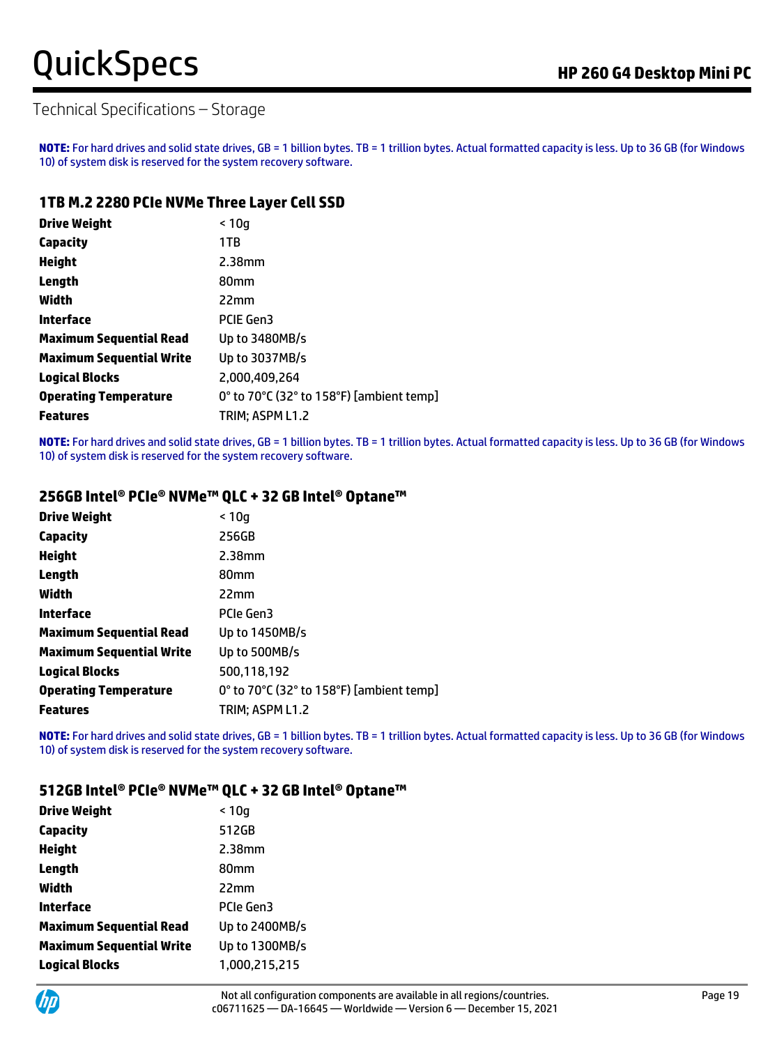## Technical Specifications – Storage

**NOTE:** For hard drives and solid state drives, GB = 1 billion bytes. TB = 1 trillion bytes. Actual formatted capacity is less. Up to 36 GB (for Windows 10) of system disk is reserved for the system recovery software.

### 1TB M.2 2280 PCIe NVMe Three Layer Cell SSD

| | |
|---|---|
| **Drive Weight** | < 10g |
| **Capacity** | 1TB |
| **Height** | 2.38mm |
| **Length** | 80mm |
| **Width** | 22mm |
| **Interface** | PCIE Gen3 |
| **Maximum Sequential Read** | Up to 3480MB/s |
| **Maximum Sequential Write** | Up to 3037MB/s |
| **Logical Blocks** | 2,000,409,264 |
| **Operating Temperature** | 0° to 70°C (32° to 158°F) [ambient temp] |
| **Features** | TRIM; ASPM L1.2 |

**NOTE:** For hard drives and solid state drives, GB = 1 billion bytes. TB = 1 trillion bytes. Actual formatted capacity is less. Up to 36 GB (for Windows 10) of system disk is reserved for the system recovery software.

### 256GB Intel® PCIe® NVMe™ QLC + 32 GB Intel® Optane™

| | |
|---|---|
| **Drive Weight** | < 10g |
| **Capacity** | 256GB |
| **Height** | 2.38mm |
| **Length** | 80mm |
| **Width** | 22mm |
| **Interface** | PCIe Gen3 |
| **Maximum Sequential Read** | Up to 1450MB/s |
| **Maximum Sequential Write** | Up to 500MB/s |
| **Logical Blocks** | 500,118,192 |
| **Operating Temperature** | 0° to 70°C (32° to 158°F) [ambient temp] |
| **Features** | TRIM; ASPM L1.2 |

**NOTE:** For hard drives and solid state drives, GB = 1 billion bytes. TB = 1 trillion bytes. Actual formatted capacity is less. Up to 36 GB (for Windows 10) of system disk is reserved for the system recovery software.

### 512GB Intel® PCIe® NVMe™ QLC + 32 GB Intel® Optane™

| | |
|---|---|
| **Drive Weight** | < 10g |
| **Capacity** | 512GB |
| **Height** | 2.38mm |
| **Length** | 80mm |
| **Width** | 22mm |
| **Interface** | PCIe Gen3 |
| **Maximum Sequential Read** | Up to 2400MB/s |
| **Maximum Sequential Write** | Up to 1300MB/s |
| **Logical Blocks** | 1,000,215,215 |

Not all configuration components are available in all regions/countries.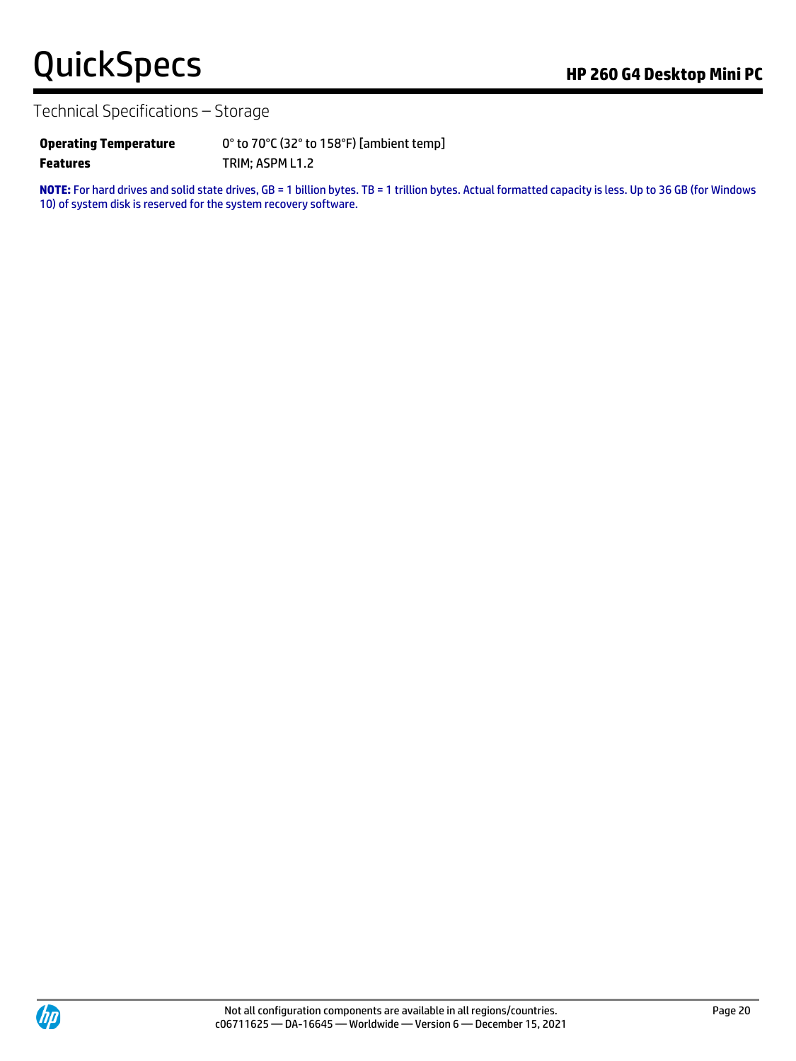## Technical Specifications – Storage

| | |
|---|---|
| **Operating Temperature** | 0° to 70°C (32° to 158°F) [ambient temp] |
| **Features** | TRIM; ASPM L1.2 |

**NOTE:** For hard drives and solid state drives, GB = 1 billion bytes. TB = 1 trillion bytes. Actual formatted capacity is less. Up to 36 GB (for Windows 10) of system disk is reserved for the system recovery software.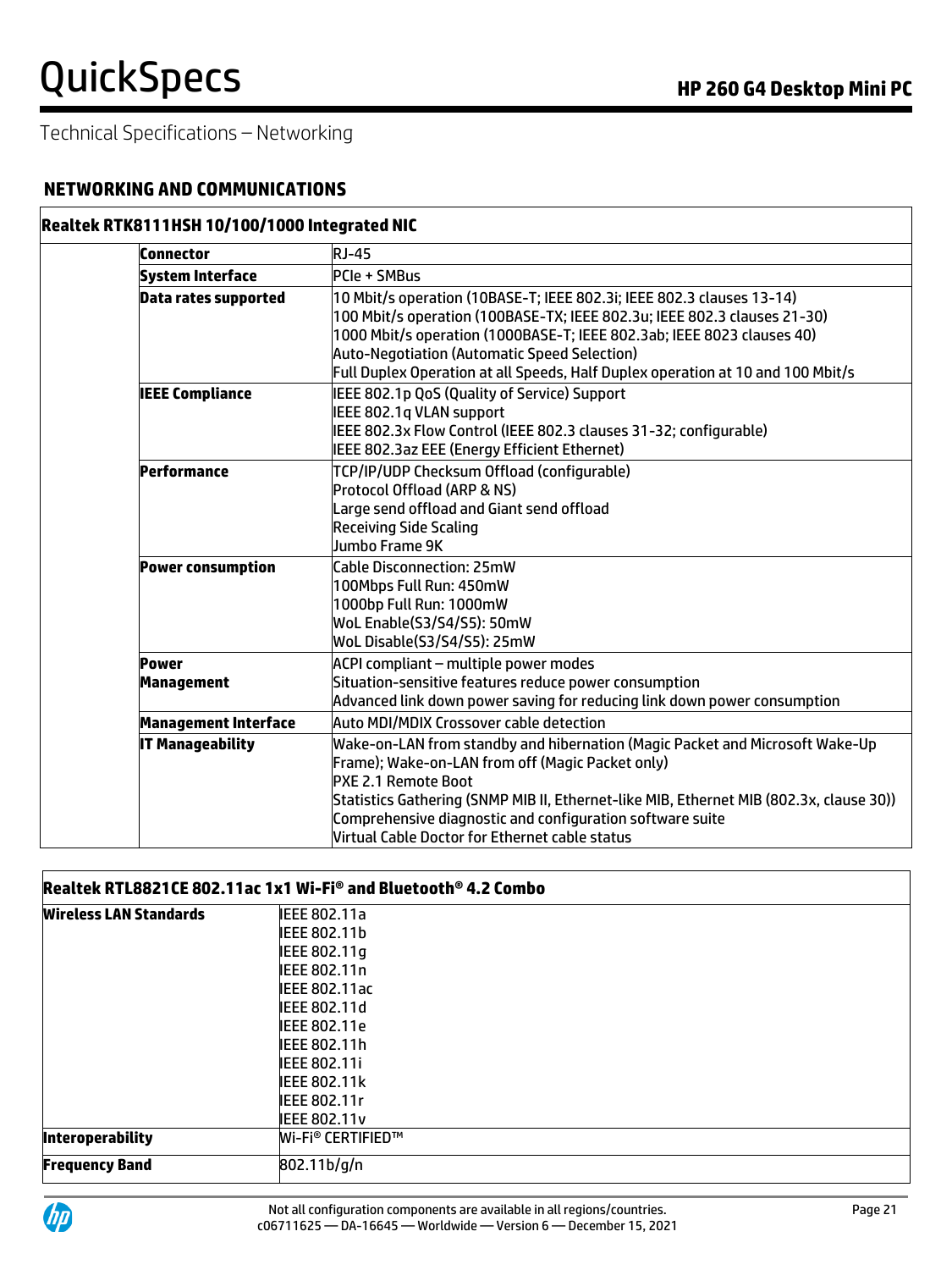Technical Specifications – Networking

## NETWORKING AND COMMUNICATIONS

**Realtek RTK8111HSH 10/100/1000 Integrated NIC**

| | |
|---|---|
| **Connector** | RJ-45 |
| **System Interface** | PCIe + SMBus |
| **Data rates supported** | 10 Mbit/s operation (10BASE-T; IEEE 802.3i; IEEE 802.3 clauses 13-14)<br>100 Mbit/s operation (100BASE-TX; IEEE 802.3u; IEEE 802.3 clauses 21-30)<br>1000 Mbit/s operation (1000BASE-T; IEEE 802.3ab; IEEE 8023 clauses 40)<br>Auto-Negotiation (Automatic Speed Selection)<br>Full Duplex Operation at all Speeds, Half Duplex operation at 10 and 100 Mbit/s |
| **IEEE Compliance** | IEEE 802.1p QoS (Quality of Service) Support<br>IEEE 802.1q VLAN support<br>IEEE 802.3x Flow Control (IEEE 802.3 clauses 31-32; configurable)<br>IEEE 802.3az EEE (Energy Efficient Ethernet) |
| **Performance** | TCP/IP/UDP Checksum Offload (configurable)<br>Protocol Offload (ARP & NS)<br>Large send offload and Giant send offload<br>Receiving Side Scaling<br>Jumbo Frame 9K |
| **Power consumption** | Cable Disconnection: 25mW<br>100Mbps Full Run: 450mW<br>1000bp Full Run: 1000mW<br>WoL Enable(S3/S4/S5): 50mW<br>WoL Disable(S3/S4/S5): 25mW |
| **Power Management** | ACPI compliant – multiple power modes<br>Situation-sensitive features reduce power consumption<br>Advanced link down power saving for reducing link down power consumption |
| **Management Interface** | Auto MDI/MDIX Crossover cable detection |
| **IT Manageability** | Wake-on-LAN from standby and hibernation (Magic Packet and Microsoft Wake-Up Frame); Wake-on-LAN from off (Magic Packet only)<br>PXE 2.1 Remote Boot<br>Statistics Gathering (SNMP MIB II, Ethernet-like MIB, Ethernet MIB (802.3x, clause 30))<br>Comprehensive diagnostic and configuration software suite<br>Virtual Cable Doctor for Ethernet cable status |

**Realtek RTL8821CE 802.11ac 1x1 Wi-Fi® and Bluetooth® 4.2 Combo**

| | |
|---|---|
| **Wireless LAN Standards** | IEEE 802.11a<br>IEEE 802.11b<br>IEEE 802.11g<br>IEEE 802.11n<br>IEEE 802.11ac<br>IEEE 802.11d<br>IEEE 802.11e<br>IEEE 802.11h<br>IEEE 802.11i<br>IEEE 802.11k<br>IEEE 802.11r<br>IEEE 802.11v |
| **Interoperability** | Wi-Fi® CERTIFIED™ |
| **Frequency Band** | 802.11b/g/n |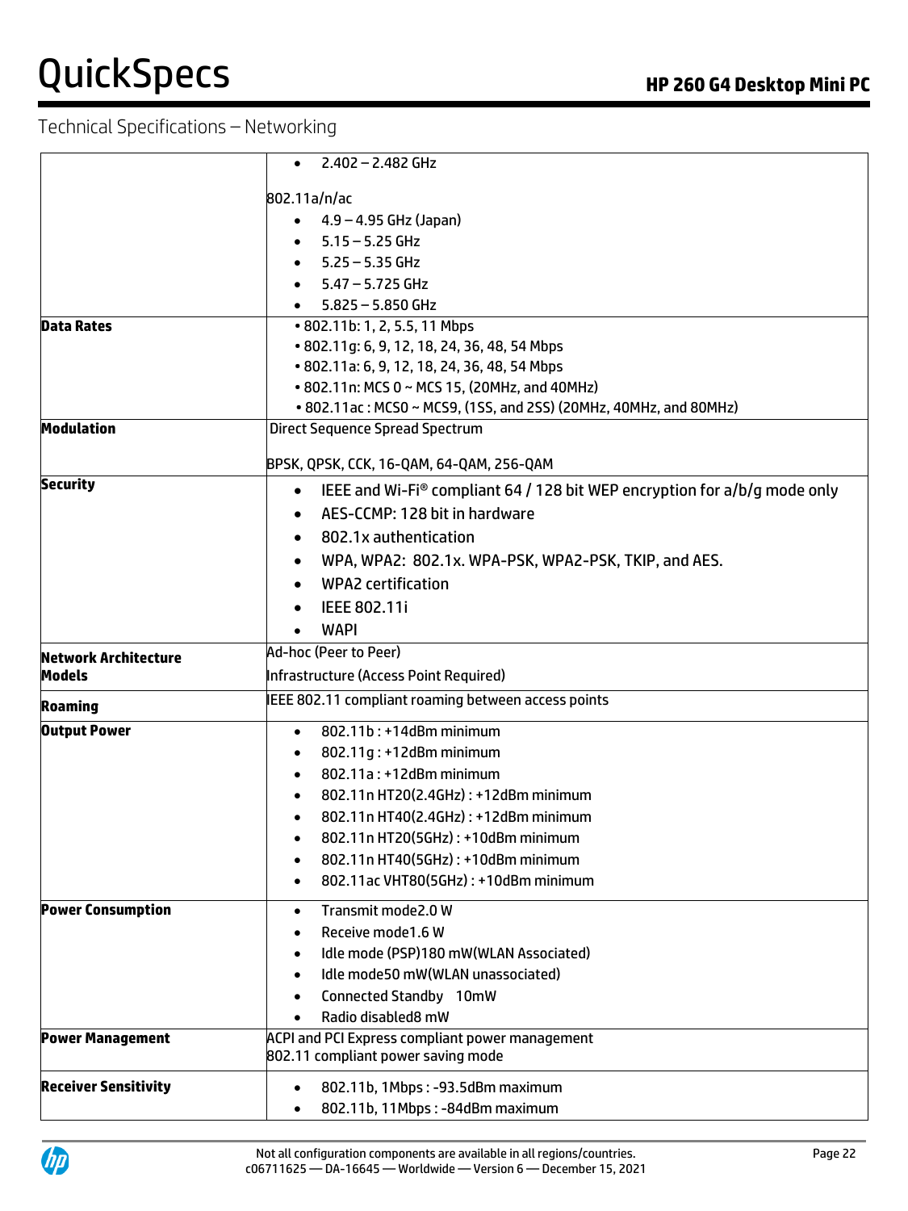## Technical Specifications – Networking

| | |
|---|---|
| | • 2.402 – 2.482 GHz<br><br>802.11a/n/ac<br>• 4.9 – 4.95 GHz (Japan)<br>• 5.15 – 5.25 GHz<br>• 5.25 – 5.35 GHz<br>• 5.47 – 5.725 GHz<br>• 5.825 – 5.850 GHz |
| **Data Rates** | • 802.11b: 1, 2, 5.5, 11 Mbps<br>• 802.11g: 6, 9, 12, 18, 24, 36, 48, 54 Mbps<br>• 802.11a: 6, 9, 12, 18, 24, 36, 48, 54 Mbps<br>• 802.11n: MCS 0 ~ MCS 15, (20MHz, and 40MHz)<br>• 802.11ac : MCS0 ~ MCS9, (1SS, and 2SS) (20MHz, 40MHz, and 80MHz) |
| **Modulation** | Direct Sequence Spread Spectrum<br><br>BPSK, QPSK, CCK, 16-QAM, 64-QAM, 256-QAM |
| **Security** | • IEEE and Wi-Fi® compliant 64 / 128 bit WEP encryption for a/b/g mode only<br>• AES-CCMP: 128 bit in hardware<br>• 802.1x authentication<br>• WPA, WPA2: 802.1x. WPA-PSK, WPA2-PSK, TKIP, and AES.<br>• WPA2 certification<br>• IEEE 802.11i<br>• WAPI |
| **Network Architecture Models** | Ad-hoc (Peer to Peer)<br>Infrastructure (Access Point Required) |
| **Roaming** | IEEE 802.11 compliant roaming between access points |
| **Output Power** | • 802.11b : +14dBm minimum<br>• 802.11g : +12dBm minimum<br>• 802.11a : +12dBm minimum<br>• 802.11n HT20(2.4GHz) : +12dBm minimum<br>• 802.11n HT40(2.4GHz) : +12dBm minimum<br>• 802.11n HT20(5GHz) : +10dBm minimum<br>• 802.11n HT40(5GHz) : +10dBm minimum<br>• 802.11ac VHT80(5GHz) : +10dBm minimum |
| **Power Consumption** | • Transmit mode2.0 W<br>• Receive mode1.6 W<br>• Idle mode (PSP)180 mW(WLAN Associated)<br>• Idle mode50 mW(WLAN unassociated)<br>• Connected Standby 10mW<br>• Radio disabled8 mW |
| **Power Management** | ACPI and PCI Express compliant power management<br>802.11 compliant power saving mode |
| **Receiver Sensitivity** | • 802.11b, 1Mbps : -93.5dBm maximum<br>• 802.11b, 11Mbps : -84dBm maximum |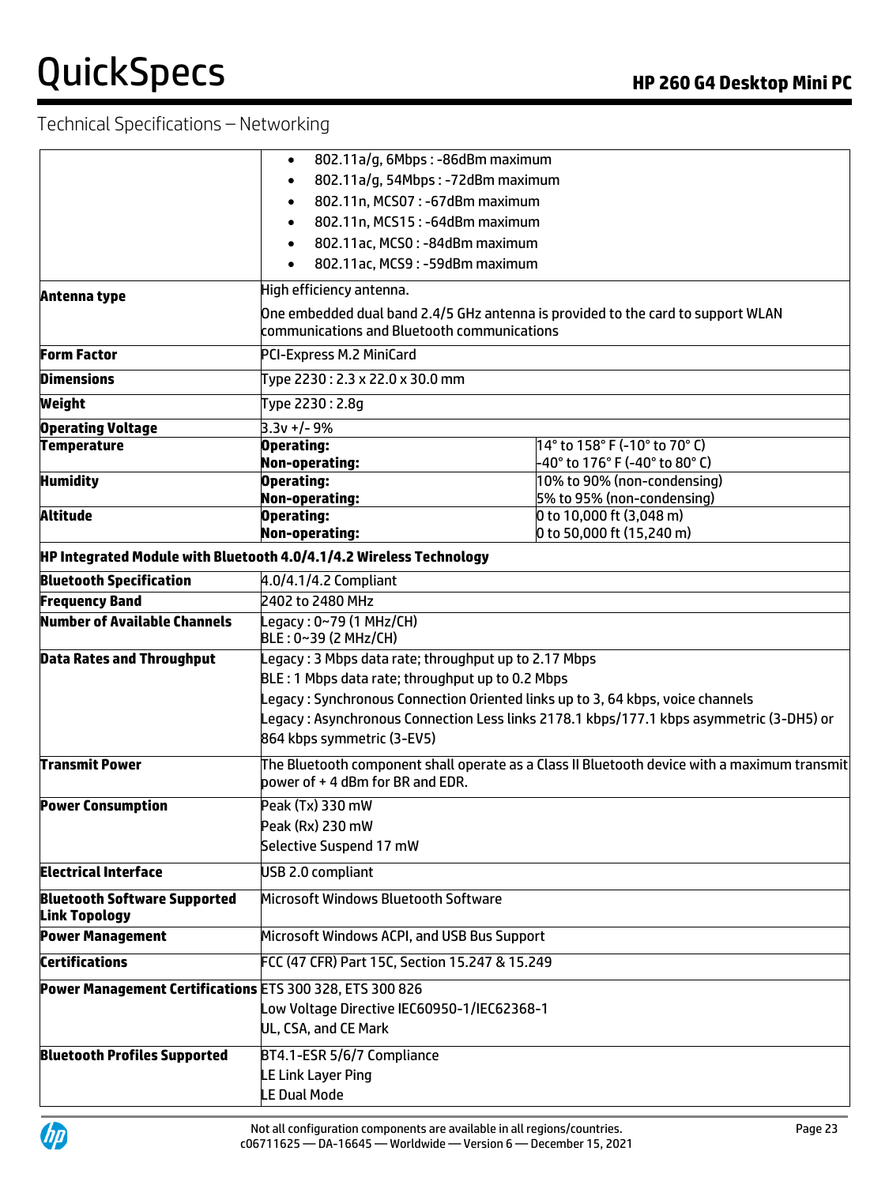## Technical Specifications – Networking

| | | |
|---|---|---|
| | • 802.11a/g, 6Mbps : -86dBm maximum<br>• 802.11a/g, 54Mbps : -72dBm maximum<br>• 802.11n, MCS07 : -67dBm maximum<br>• 802.11n, MCS15 : -64dBm maximum<br>• 802.11ac, MCS0 : -84dBm maximum<br>• 802.11ac, MCS9 : -59dBm maximum | |
| **Antenna type** | High efficiency antenna.<br>One embedded dual band 2.4/5 GHz antenna is provided to the card to support WLAN communications and Bluetooth communications | |
| **Form Factor** | PCI-Express M.2 MiniCard | |
| **Dimensions** | Type 2230 : 2.3 x 22.0 x 30.0 mm | |
| **Weight** | Type 2230 : 2.8g | |
| **Operating Voltage** | 3.3v +/- 9% | |
| **Temperature** | **Operating:**<br>**Non-operating:** | 14° to 158° F (-10° to 70° C)<br>-40° to 176° F (-40° to 80° C) |
| **Humidity** | **Operating:**<br>**Non-operating:** | 10% to 90% (non-condensing)<br>5% to 95% (non-condensing) |
| **Altitude** | **Operating:**<br>**Non-operating:** | 0 to 10,000 ft (3,048 m)<br>0 to 50,000 ft (15,240 m) |

### HP Integrated Module with Bluetooth 4.0/4.1/4.2 Wireless Technology

| | |
|---|---|
| **Bluetooth Specification** | 4.0/4.1/4.2 Compliant |
| **Frequency Band** | 2402 to 2480 MHz |
| **Number of Available Channels** | Legacy : 0~79 (1 MHz/CH)<br>BLE : 0~39 (2 MHz/CH) |
| **Data Rates and Throughput** | Legacy : 3 Mbps data rate; throughput up to 2.17 Mbps<br>BLE : 1 Mbps data rate; throughput up to 0.2 Mbps<br>Legacy : Synchronous Connection Oriented links up to 3, 64 kbps, voice channels<br>Legacy : Asynchronous Connection Less links 2178.1 kbps/177.1 kbps asymmetric (3-DH5) or 864 kbps symmetric (3-EV5) |
| **Transmit Power** | The Bluetooth component shall operate as a Class II Bluetooth device with a maximum transmit power of + 4 dBm for BR and EDR. |
| **Power Consumption** | Peak (Tx) 330 mW<br>Peak (Rx) 230 mW<br>Selective Suspend 17 mW |
| **Electrical Interface** | USB 2.0 compliant |
| **Bluetooth Software Supported Link Topology** | Microsoft Windows Bluetooth Software |
| **Power Management** | Microsoft Windows ACPI, and USB Bus Support |
| **Certifications** | FCC (47 CFR) Part 15C, Section 15.247 & 15.249 |
| **Power Management Certifications** | ETS 300 328, ETS 300 826<br>Low Voltage Directive IEC60950-1/IEC62368-1<br>UL, CSA, and CE Mark |
| **Bluetooth Profiles Supported** | BT4.1-ESR 5/6/7 Compliance<br>LE Link Layer Ping<br>LE Dual Mode |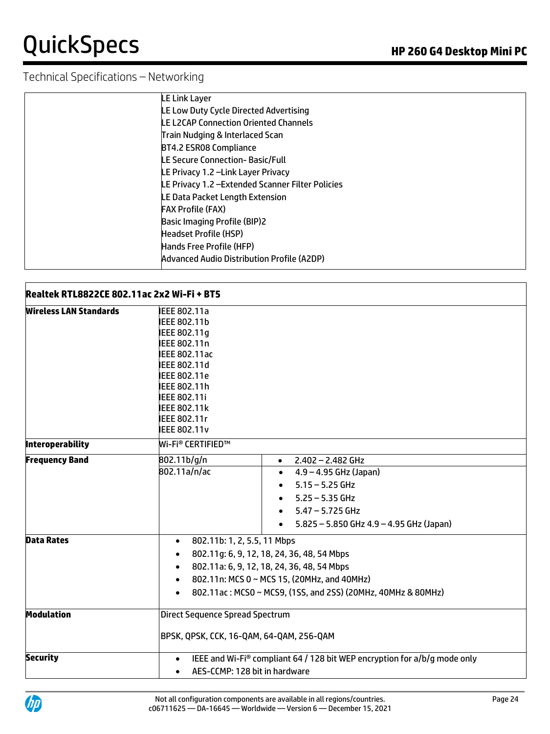## Technical Specifications – Networking

| | |
|---|---|
| | LE Link Layer<br>LE Low Duty Cycle Directed Advertising<br>LE L2CAP Connection Oriented Channels<br>Train Nudging & Interlaced Scan<br>BT4.2 ESR08 Compliance<br>LE Secure Connection- Basic/Full<br>LE Privacy 1.2 –Link Layer Privacy<br>LE Privacy 1.2 –Extended Scanner Filter Policies<br>LE Data Packet Length Extension<br>FAX Profile (FAX)<br>Basic Imaging Profile (BIP)2<br>Headset Profile (HSP)<br>Hands Free Profile (HFP)<br>Advanced Audio Distribution Profile (A2DP) |

| **Realtek RTL8822CE 802.11ac 2x2 Wi-Fi + BT5** | | |
|---|---|---|
| **Wireless LAN Standards** | IEEE 802.11a<br>IEEE 802.11b<br>IEEE 802.11g<br>IEEE 802.11n<br>IEEE 802.11ac<br>IEEE 802.11d<br>IEEE 802.11e<br>IEEE 802.11h<br>IEEE 802.11i<br>IEEE 802.11k<br>IEEE 802.11r<br>IEEE 802.11v | |
| **Interoperability** | Wi-Fi® CERTIFIED™ | |
| **Frequency Band** | 802.11b/g/n | • 2.402 – 2.482 GHz |
| | 802.11a/n/ac | • 4.9 – 4.95 GHz (Japan)<br>• 5.15 – 5.25 GHz<br>• 5.25 – 5.35 GHz<br>• 5.47 – 5.725 GHz<br>• 5.825 – 5.850 GHz 4.9 – 4.95 GHz (Japan) |
| **Data Rates** | • 802.11b: 1, 2, 5.5, 11 Mbps<br>• 802.11g: 6, 9, 12, 18, 24, 36, 48, 54 Mbps<br>• 802.11a: 6, 9, 12, 18, 24, 36, 48, 54 Mbps<br>• 802.11n: MCS 0 ~ MCS 15, (20MHz, and 40MHz)<br>• 802.11ac : MCS0 ~ MCS9, (1SS, and 2SS) (20MHz, 40MHz & 80MHz) | |
| **Modulation** | Direct Sequence Spread Spectrum<br><br>BPSK, QPSK, CCK, 16-QAM, 64-QAM, 256-QAM | |
| **Security** | • IEEE and Wi-Fi® compliant 64 / 128 bit WEP encryption for a/b/g mode only<br>• AES-CCMP: 128 bit in hardware | |

Not all configuration components are available in all regions/countries.
c06711625 — DA-16645 — Worldwide — Version 6 — December 15, 2021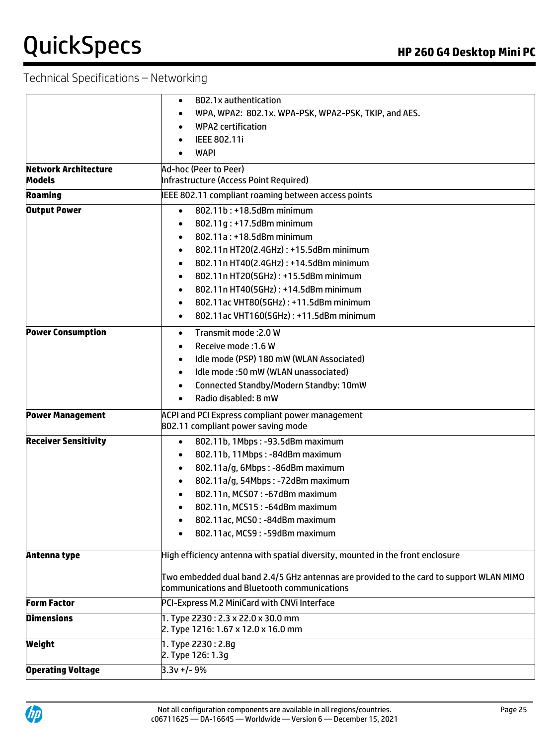## Technical Specifications – Networking

| | |
|---|---|
| | • 802.1x authentication<br>• WPA, WPA2: 802.1x. WPA-PSK, WPA2-PSK, TKIP, and AES.<br>• WPA2 certification<br>• IEEE 802.11i<br>• WAPI |
| **Network Architecture Models** | Ad-hoc (Peer to Peer)<br>Infrastructure (Access Point Required) |
| **Roaming** | IEEE 802.11 compliant roaming between access points |
| **Output Power** | • 802.11b : +18.5dBm minimum<br>• 802.11g : +17.5dBm minimum<br>• 802.11a : +18.5dBm minimum<br>• 802.11n HT20(2.4GHz) : +15.5dBm minimum<br>• 802.11n HT40(2.4GHz) : +14.5dBm minimum<br>• 802.11n HT20(5GHz) : +15.5dBm minimum<br>• 802.11n HT40(5GHz) : +14.5dBm minimum<br>• 802.11ac VHT80(5GHz) : +11.5dBm minimum<br>• 802.11ac VHT160(5GHz) : +11.5dBm minimum |
| **Power Consumption** | • Transmit mode :2.0 W<br>• Receive mode :1.6 W<br>• Idle mode (PSP) 180 mW (WLAN Associated)<br>• Idle mode :50 mW (WLAN unassociated)<br>• Connected Standby/Modern Standby: 10mW<br>• Radio disabled: 8 mW |
| **Power Management** | ACPI and PCI Express compliant power management<br>802.11 compliant power saving mode |
| **Receiver Sensitivity** | • 802.11b, 1Mbps : -93.5dBm maximum<br>• 802.11b, 11Mbps : -84dBm maximum<br>• 802.11a/g, 6Mbps : -86dBm maximum<br>• 802.11a/g, 54Mbps : -72dBm maximum<br>• 802.11n, MCS07 : -67dBm maximum<br>• 802.11n, MCS15 : -64dBm maximum<br>• 802.11ac, MCS0 : -84dBm maximum<br>• 802.11ac, MCS9 : -59dBm maximum |
| **Antenna type** | High efficiency antenna with spatial diversity, mounted in the front enclosure<br><br>Two embedded dual band 2.4/5 GHz antennas are provided to the card to support WLAN MIMO communications and Bluetooth communications |
| **Form Factor** | PCI-Express M.2 MiniCard with CNVi Interface |
| **Dimensions** | 1. Type 2230 : 2.3 x 22.0 x 30.0 mm<br>2. Type 1216: 1.67 x 12.0 x 16.0 mm |
| **Weight** | 1. Type 2230 : 2.8g<br>2. Type 126: 1.3g |
| **Operating Voltage** | 3.3v +/- 9% |

Not all configuration components are available in all regions/countries.
c06711625 — DA-16645 — Worldwide — Version 6 — December 15, 2021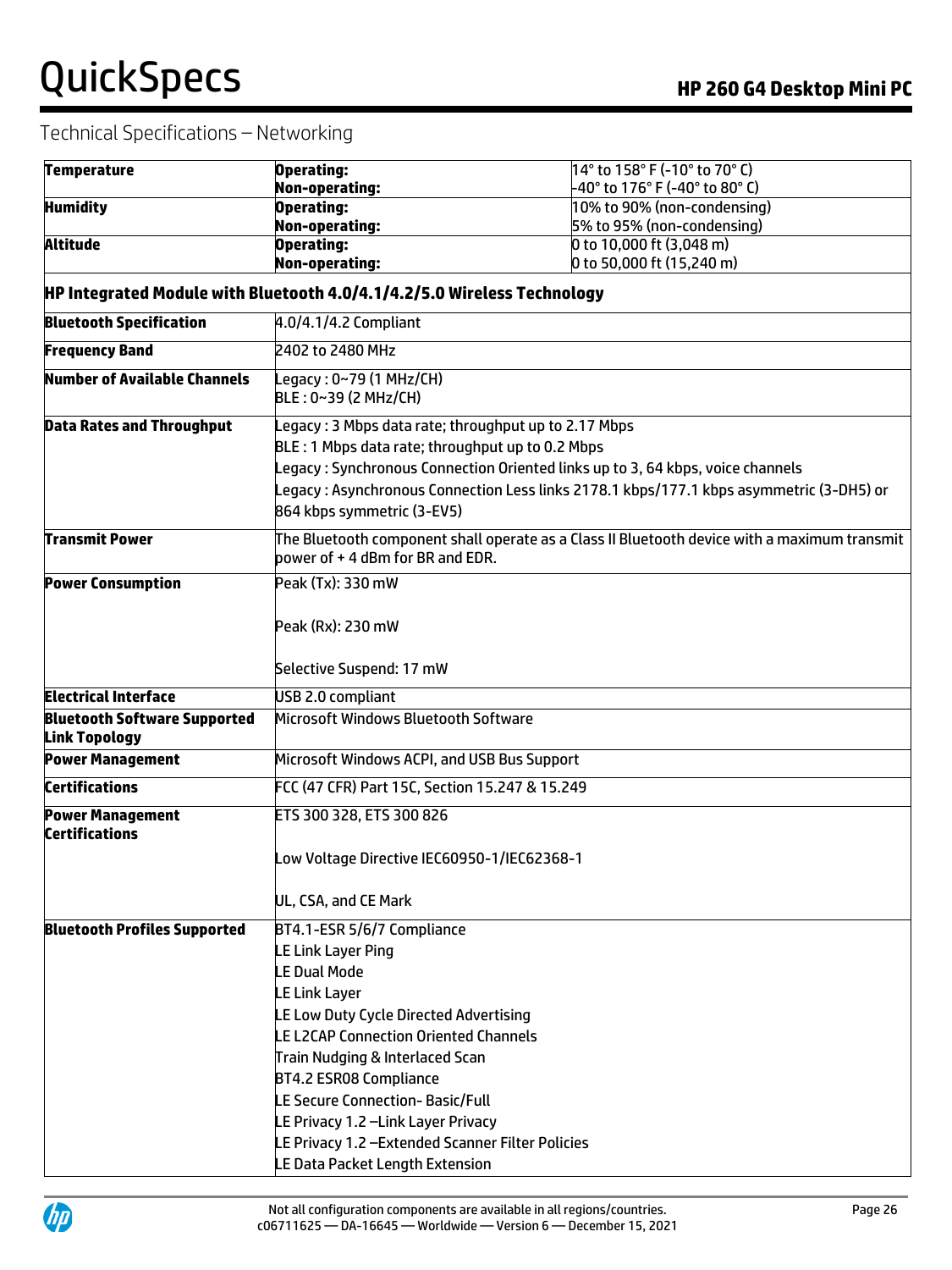Technical Specifications – Networking

| | | |
|---|---|---|
| **Temperature** | **Operating:**<br>**Non-operating:** | 14° to 158° F (-10° to 70° C)<br>-40° to 176° F (-40° to 80° C) |
| **Humidity** | **Operating:**<br>**Non-operating:** | 10% to 90% (non-condensing)<br>5% to 95% (non-condensing) |
| **Altitude** | **Operating:**<br>**Non-operating:** | 0 to 10,000 ft (3,048 m)<br>0 to 50,000 ft (15,240 m) |

**HP Integrated Module with Bluetooth 4.0/4.1/4.2/5.0 Wireless Technology**

| | |
|---|---|
| **Bluetooth Specification** | 4.0/4.1/4.2 Compliant |
| **Frequency Band** | 2402 to 2480 MHz |
| **Number of Available Channels** | Legacy : 0~79 (1 MHz/CH)<br>BLE : 0~39 (2 MHz/CH) |
| **Data Rates and Throughput** | Legacy : 3 Mbps data rate; throughput up to 2.17 Mbps<br>BLE : 1 Mbps data rate; throughput up to 0.2 Mbps<br>Legacy : Synchronous Connection Oriented links up to 3, 64 kbps, voice channels<br>Legacy : Asynchronous Connection Less links 2178.1 kbps/177.1 kbps asymmetric (3-DH5) or 864 kbps symmetric (3-EV5) |
| **Transmit Power** | The Bluetooth component shall operate as a Class II Bluetooth device with a maximum transmit power of + 4 dBm for BR and EDR. |
| **Power Consumption** | Peak (Tx): 330 mW<br><br>Peak (Rx): 230 mW<br><br>Selective Suspend: 17 mW |
| **Electrical Interface** | USB 2.0 compliant |
| **Bluetooth Software Supported Link Topology** | Microsoft Windows Bluetooth Software |
| **Power Management** | Microsoft Windows ACPI, and USB Bus Support |
| **Certifications** | FCC (47 CFR) Part 15C, Section 15.247 & 15.249 |
| **Power Management Certifications** | ETS 300 328, ETS 300 826<br><br>Low Voltage Directive IEC60950-1/IEC62368-1<br><br>UL, CSA, and CE Mark |
| **Bluetooth Profiles Supported** | BT4.1-ESR 5/6/7 Compliance<br>LE Link Layer Ping<br>LE Dual Mode<br>LE Link Layer<br>LE Low Duty Cycle Directed Advertising<br>LE L2CAP Connection Oriented Channels<br>Train Nudging & Interlaced Scan<br>BT4.2 ESR08 Compliance<br>LE Secure Connection- Basic/Full<br>LE Privacy 1.2 –Link Layer Privacy<br>LE Privacy 1.2 –Extended Scanner Filter Policies<br>LE Data Packet Length Extension |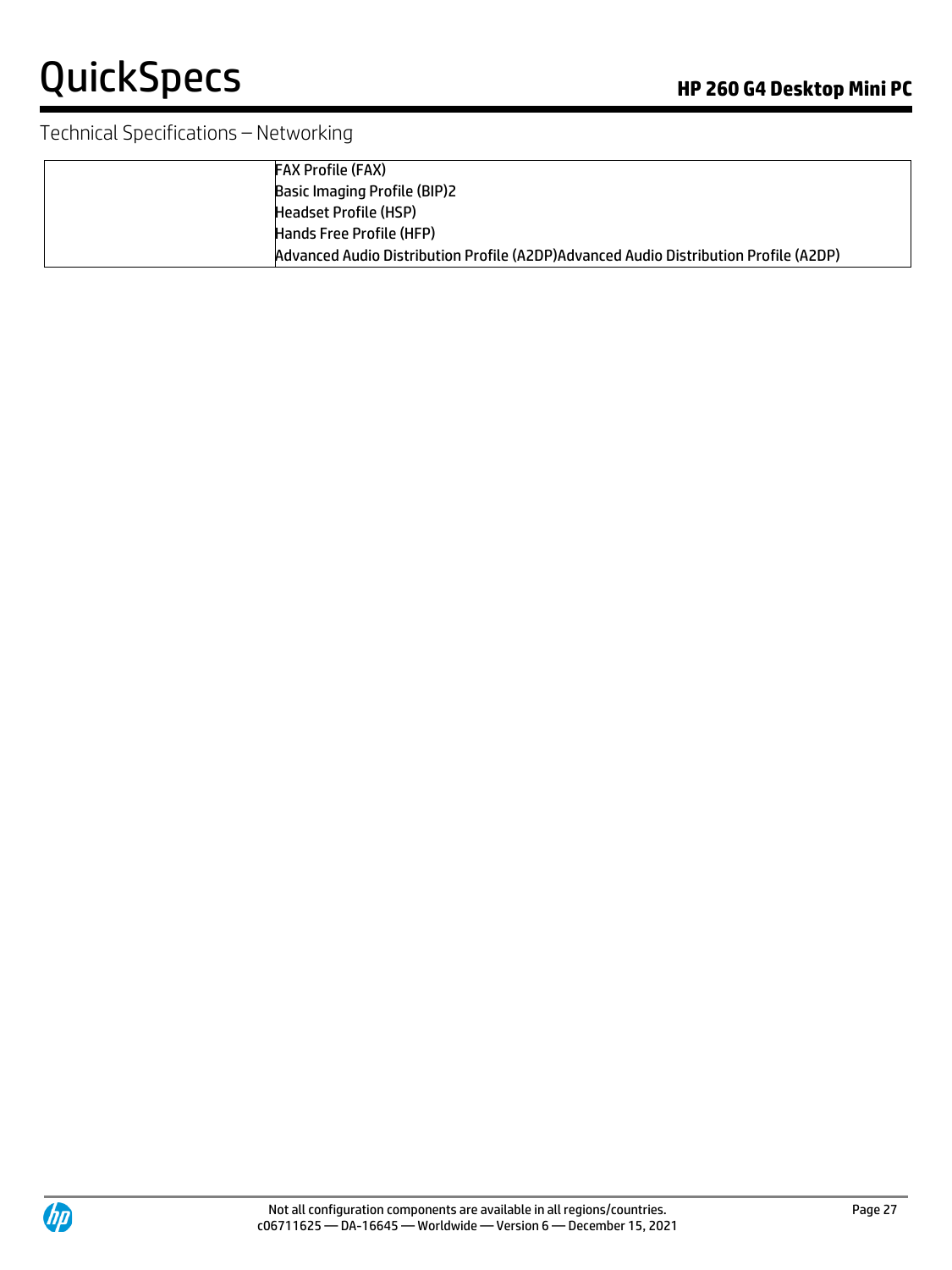Technical Specifications – Networking

| | |
|---|---|
| | FAX Profile (FAX)<br>Basic Imaging Profile (BIP)2<br>Headset Profile (HSP)<br>Hands Free Profile (HFP)<br>Advanced Audio Distribution Profile (A2DP)Advanced Audio Distribution Profile (A2DP) |

Not all configuration components are available in all regions/countries.
c06711625 — DA-16645 — Worldwide — Version 6 — December 15, 2021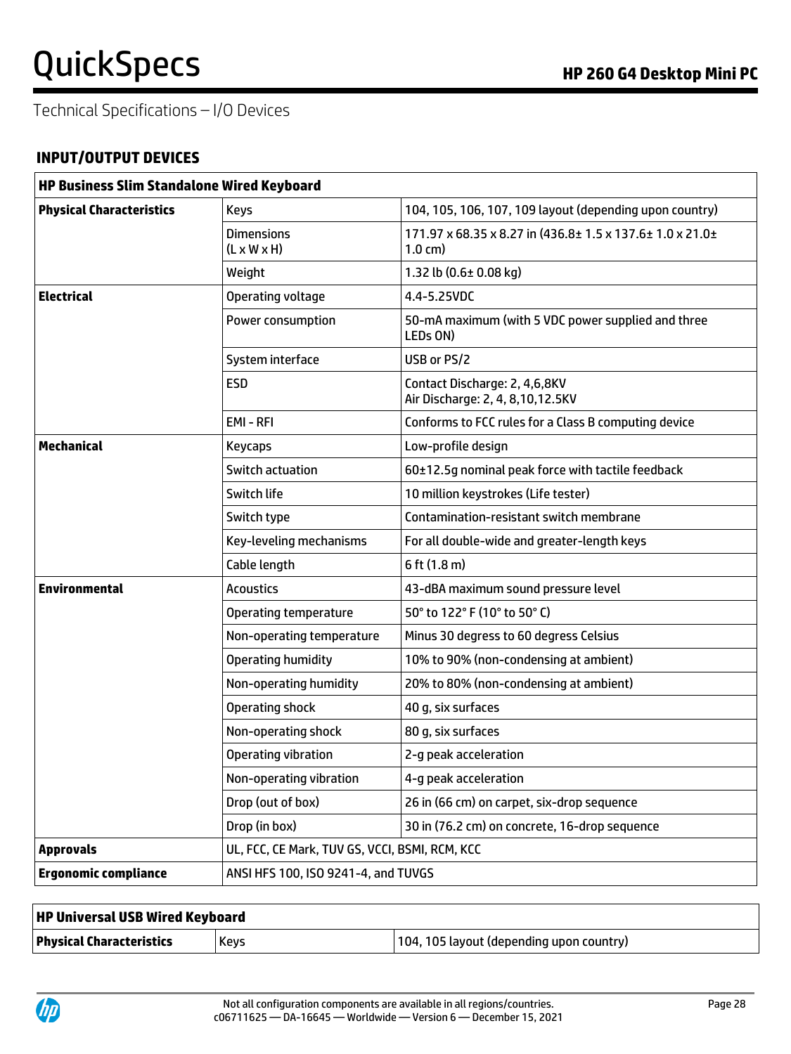Technical Specifications – I/O Devices

## INPUT/OUTPUT DEVICES

| HP Business Slim Standalone Wired Keyboard | | |
|---|---|---|
| **Physical Characteristics** | Keys | 104, 105, 106, 107, 109 layout (depending upon country) |
| | Dimensions (L x W x H) | 171.97 x 68.35 x 8.27 in (436.8± 1.5 x 137.6± 1.0 x 21.0± 1.0 cm) |
| | Weight | 1.32 lb (0.6± 0.08 kg) |
| **Electrical** | Operating voltage | 4.4-5.25VDC |
| | Power consumption | 50-mA maximum (with 5 VDC power supplied and three LEDs ON) |
| | System interface | USB or PS/2 |
| | ESD | Contact Discharge: 2, 4,6,8KV<br>Air Discharge: 2, 4, 8,10,12.5KV |
| | EMI - RFI | Conforms to FCC rules for a Class B computing device |
| **Mechanical** | Keycaps | Low-profile design |
| | Switch actuation | 60±12.5g nominal peak force with tactile feedback |
| | Switch life | 10 million keystrokes (Life tester) |
| | Switch type | Contamination-resistant switch membrane |
| | Key-leveling mechanisms | For all double-wide and greater-length keys |
| | Cable length | 6 ft (1.8 m) |
| **Environmental** | Acoustics | 43-dBA maximum sound pressure level |
| | Operating temperature | 50° to 122° F (10° to 50° C) |
| | Non-operating temperature | Minus 30 degress to 60 degress Celsius |
| | Operating humidity | 10% to 90% (non-condensing at ambient) |
| | Non-operating humidity | 20% to 80% (non-condensing at ambient) |
| | Operating shock | 40 g, six surfaces |
| | Non-operating shock | 80 g, six surfaces |
| | Operating vibration | 2-g peak acceleration |
| | Non-operating vibration | 4-g peak acceleration |
| | Drop (out of box) | 26 in (66 cm) on carpet, six-drop sequence |
| | Drop (in box) | 30 in (76.2 cm) on concrete, 16-drop sequence |
| **Approvals** | UL, FCC, CE Mark, TUV GS, VCCI, BSMI, RCM, KCC | |
| **Ergonomic compliance** | ANSI HFS 100, ISO 9241-4, and TUVGS | |

| HP Universal USB Wired Keyboard | | |
|---|---|---|
| **Physical Characteristics** | Keys | 104, 105 layout (depending upon country) |

Not all configuration components are available in all regions/countries.
c06711625 — DA-16645 — Worldwide — Version 6 — December 15, 2021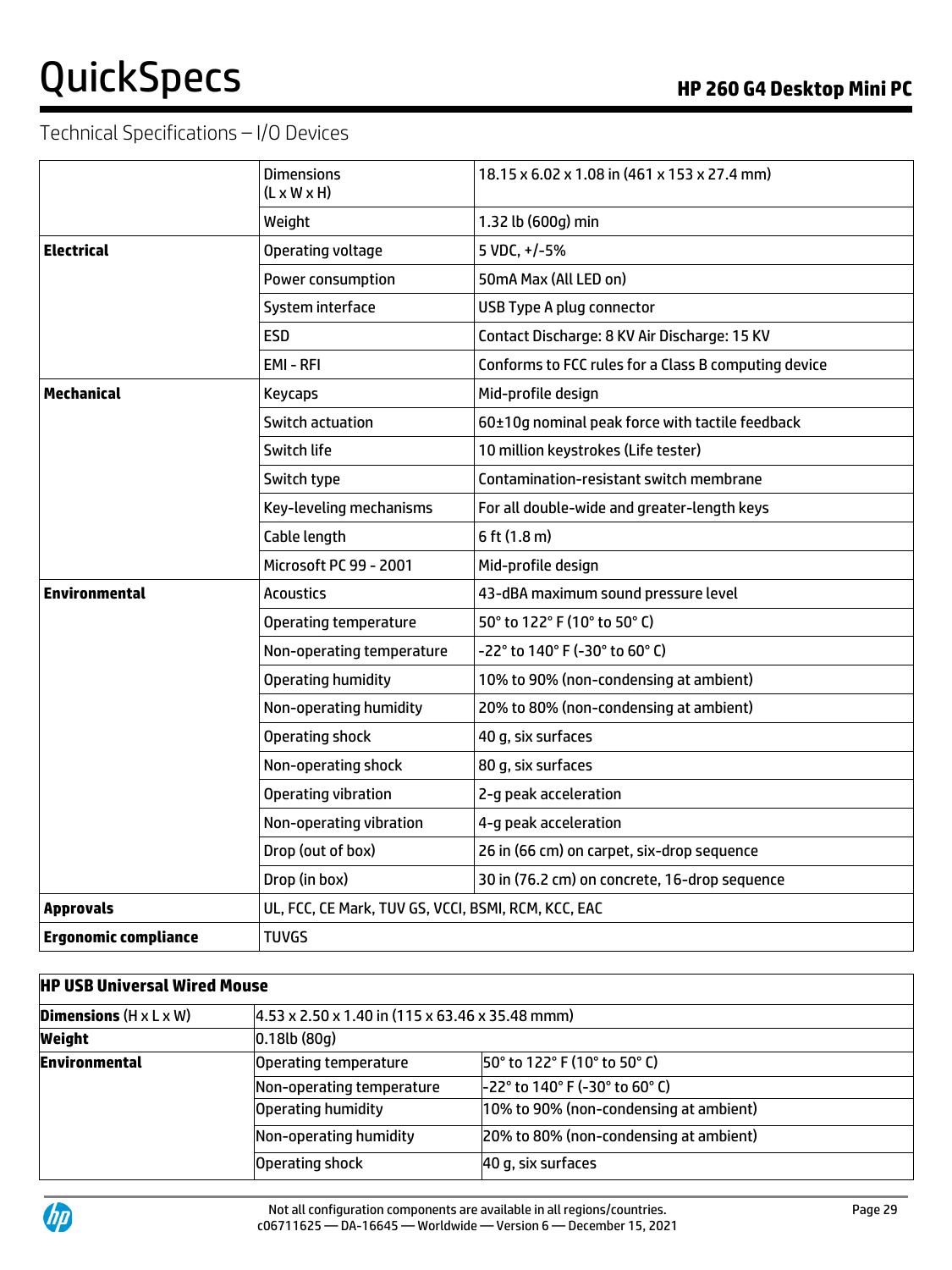Technical Specifications – I/O Devices

| | | |
|---|---|---|
| | Dimensions (L x W x H) | 18.15 x 6.02 x 1.08 in (461 x 153 x 27.4 mm) |
| | Weight | 1.32 lb (600g) min |
| **Electrical** | Operating voltage | 5 VDC, +/-5% |
| | Power consumption | 50mA Max (All LED on) |
| | System interface | USB Type A plug connector |
| | ESD | Contact Discharge: 8 KV Air Discharge: 15 KV |
| | EMI - RFI | Conforms to FCC rules for a Class B computing device |
| **Mechanical** | Keycaps | Mid-profile design |
| | Switch actuation | 60±10g nominal peak force with tactile feedback |
| | Switch life | 10 million keystrokes (Life tester) |
| | Switch type | Contamination-resistant switch membrane |
| | Key-leveling mechanisms | For all double-wide and greater-length keys |
| | Cable length | 6 ft (1.8 m) |
| | Microsoft PC 99 - 2001 | Mid-profile design |
| **Environmental** | Acoustics | 43-dBA maximum sound pressure level |
| | Operating temperature | 50° to 122° F (10° to 50° C) |
| | Non-operating temperature | -22° to 140° F (-30° to 60° C) |
| | Operating humidity | 10% to 90% (non-condensing at ambient) |
| | Non-operating humidity | 20% to 80% (non-condensing at ambient) |
| | Operating shock | 40 g, six surfaces |
| | Non-operating shock | 80 g, six surfaces |
| | Operating vibration | 2-g peak acceleration |
| | Non-operating vibration | 4-g peak acceleration |
| | Drop (out of box) | 26 in (66 cm) on carpet, six-drop sequence |
| | Drop (in box) | 30 in (76.2 cm) on concrete, 16-drop sequence |
| **Approvals** | UL, FCC, CE Mark, TUV GS, VCCI, BSMI, RCM, KCC, EAC | |
| **Ergonomic compliance** | TUVGS | |

| **HP USB Universal Wired Mouse** | | |
|---|---|---|
| **Dimensions** (H x L x W) | 4.53 x 2.50 x 1.40 in (115 x 63.46 x 35.48 mmm) | |
| **Weight** | 0.18lb (80g) | |
| **Environmental** | Operating temperature | 50° to 122° F (10° to 50° C) |
| | Non-operating temperature | -22° to 140° F (-30° to 60° C) |
| | Operating humidity | 10% to 90% (non-condensing at ambient) |
| | Non-operating humidity | 20% to 80% (non-condensing at ambient) |
| | Operating shock | 40 g, six surfaces |

Not all configuration components are available in all regions/countries.
c06711625 — DA-16645 — Worldwide — Version 6 — December 15, 2021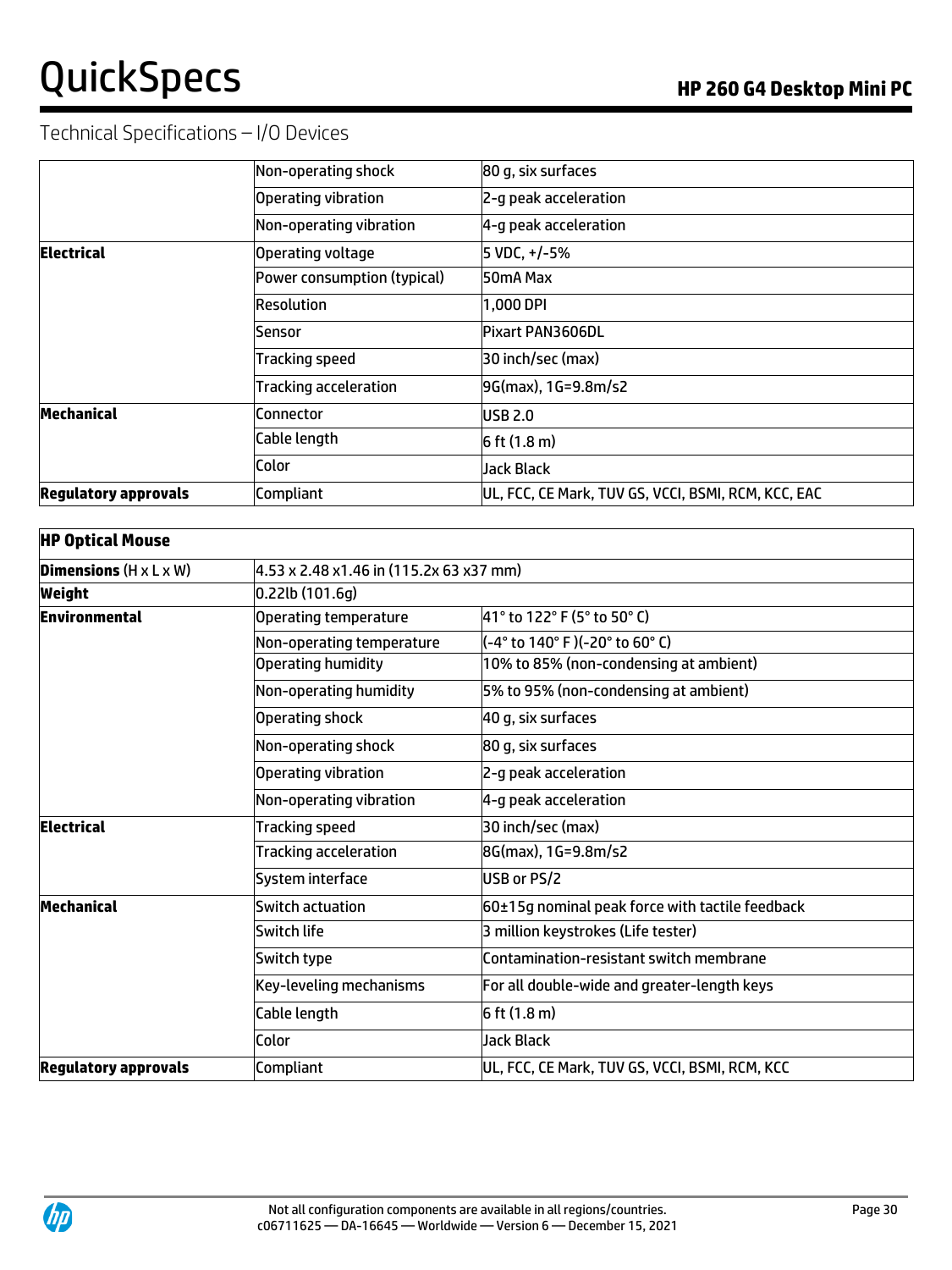Technical Specifications – I/O Devices

| | | |
|---|---|---|
| | Non-operating shock | 80 g, six surfaces |
| | Operating vibration | 2-g peak acceleration |
| | Non-operating vibration | 4-g peak acceleration |
| **Electrical** | Operating voltage | 5 VDC, +/-5% |
| | Power consumption (typical) | 50mA Max |
| | Resolution | 1,000 DPI |
| | Sensor | Pixart PAN3606DL |
| | Tracking speed | 30 inch/sec (max) |
| | Tracking acceleration | 9G(max), 1G=9.8m/s2 |
| **Mechanical** | Connector | USB 2.0 |
| | Cable length | 6 ft (1.8 m) |
| | Color | Jack Black |
| **Regulatory approvals** | Compliant | UL, FCC, CE Mark, TUV GS, VCCI, BSMI, RCM, KCC, EAC |

| **HP Optical Mouse** | | |
|---|---|---|
| **Dimensions** (H x L x W) | 4.53 x 2.48 x1.46 in (115.2x 63 x37 mm) | |
| **Weight** | 0.22lb (101.6g) | |
| **Environmental** | Operating temperature | 41° to 122° F (5° to 50° C) |
| | Non-operating temperature | (-4° to 140° F )(-20° to 60° C) |
| | Operating humidity | 10% to 85% (non-condensing at ambient) |
| | Non-operating humidity | 5% to 95% (non-condensing at ambient) |
| | Operating shock | 40 g, six surfaces |
| | Non-operating shock | 80 g, six surfaces |
| | Operating vibration | 2-g peak acceleration |
| | Non-operating vibration | 4-g peak acceleration |
| **Electrical** | Tracking speed | 30 inch/sec (max) |
| | Tracking acceleration | 8G(max), 1G=9.8m/s2 |
| | System interface | USB or PS/2 |
| **Mechanical** | Switch actuation | 60±15g nominal peak force with tactile feedback |
| | Switch life | 3 million keystrokes (Life tester) |
| | Switch type | Contamination-resistant switch membrane |
| | Key-leveling mechanisms | For all double-wide and greater-length keys |
| | Cable length | 6 ft (1.8 m) |
| | Color | Jack Black |
| **Regulatory approvals** | Compliant | UL, FCC, CE Mark, TUV GS, VCCI, BSMI, RCM, KCC |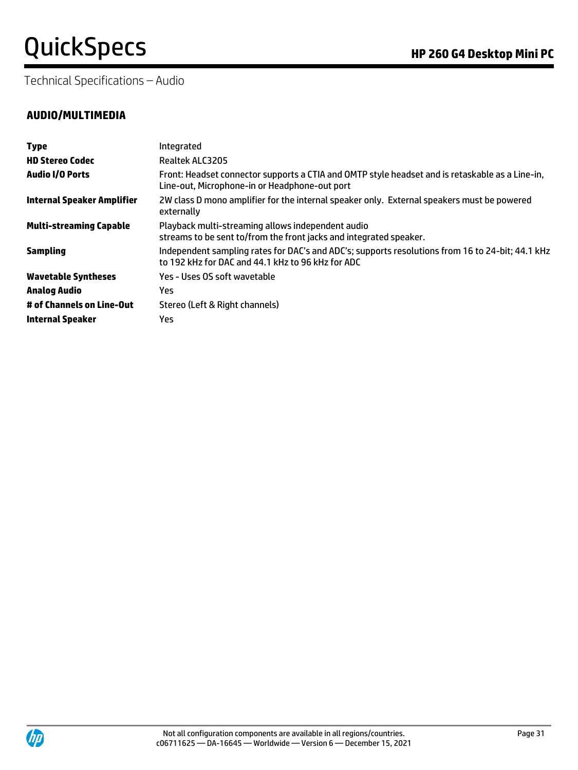Technical Specifications – Audio

## AUDIO/MULTIMEDIA

| | |
|---|---|
| **Type** | Integrated |
| **HD Stereo Codec** | Realtek ALC3205 |
| **Audio I/O Ports** | Front: Headset connector supports a CTIA and OMTP style headset and is retaskable as a Line-in, Line-out, Microphone-in or Headphone-out port |
| **Internal Speaker Amplifier** | 2W class D mono amplifier for the internal speaker only. External speakers must be powered externally |
| **Multi-streaming Capable** | Playback multi-streaming allows independent audio streams to be sent to/from the front jacks and integrated speaker. |
| **Sampling** | Independent sampling rates for DAC's and ADC's; supports resolutions from 16 to 24-bit; 44.1 kHz to 192 kHz for DAC and 44.1 kHz to 96 kHz for ADC |
| **Wavetable Syntheses** | Yes - Uses OS soft wavetable |
| **Analog Audio** | Yes |
| **# of Channels on Line-Out** | Stereo (Left & Right channels) |
| **Internal Speaker** | Yes |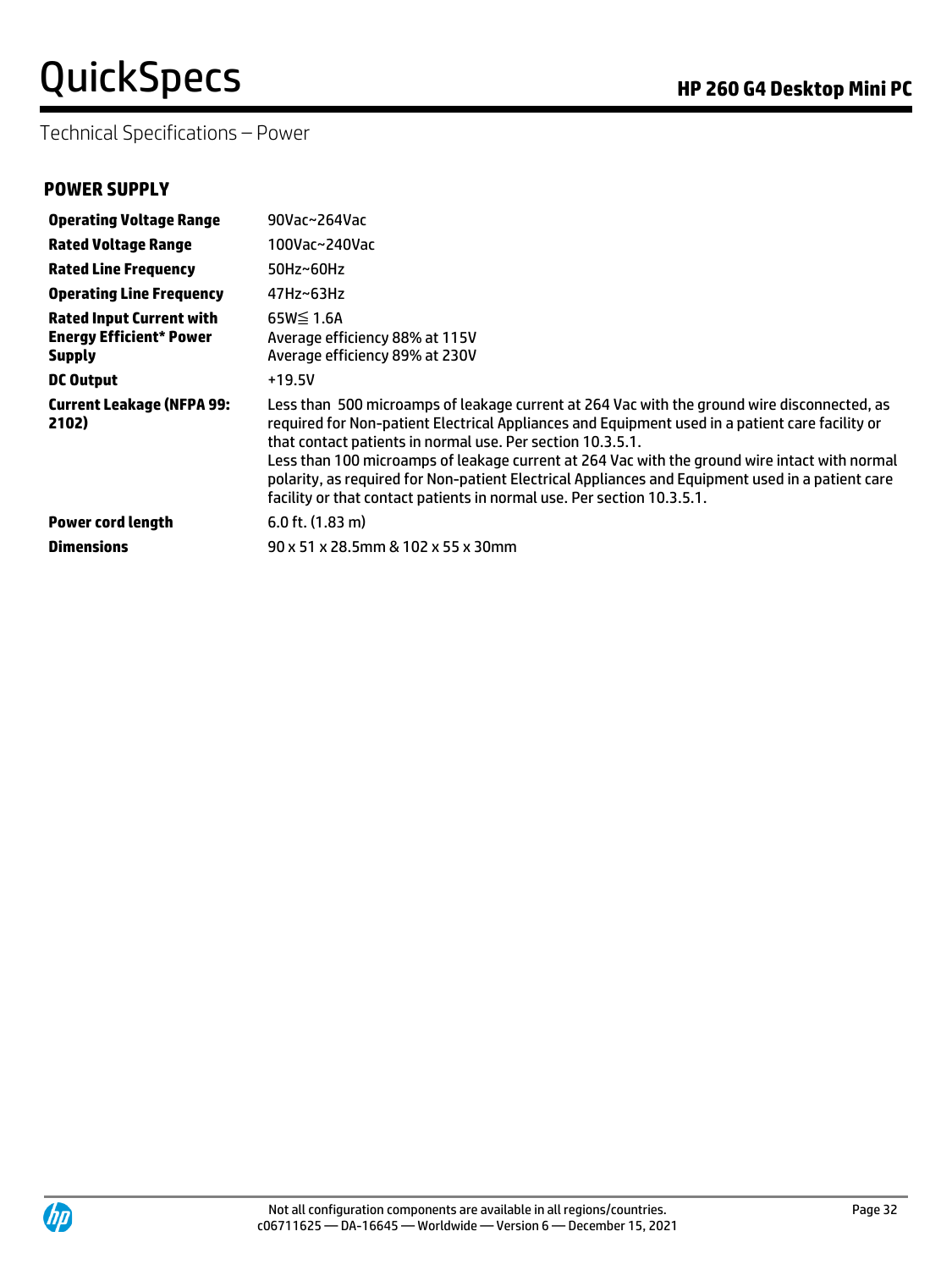Technical Specifications – Power

## POWER SUPPLY

| | |
|---|---|
| **Operating Voltage Range** | 90Vac~264Vac |
| **Rated Voltage Range** | 100Vac~240Vac |
| **Rated Line Frequency** | 50Hz~60Hz |
| **Operating Line Frequency** | 47Hz~63Hz |
| **Rated Input Current with Energy Efficient* Power Supply** | 65W≦ 1.6A<br>Average efficiency 88% at 115V<br>Average efficiency 89% at 230V |
| **DC Output** | +19.5V |
| **Current Leakage (NFPA 99: 2102)** | Less than 500 microamps of leakage current at 264 Vac with the ground wire disconnected, as required for Non-patient Electrical Appliances and Equipment used in a patient care facility or that contact patients in normal use. Per section 10.3.5.1.<br>Less than 100 microamps of leakage current at 264 Vac with the ground wire intact with normal polarity, as required for Non-patient Electrical Appliances and Equipment used in a patient care facility or that contact patients in normal use. Per section 10.3.5.1. |
| **Power cord length** | 6.0 ft. (1.83 m) |
| **Dimensions** | 90 x 51 x 28.5mm & 102 x 55 x 30mm |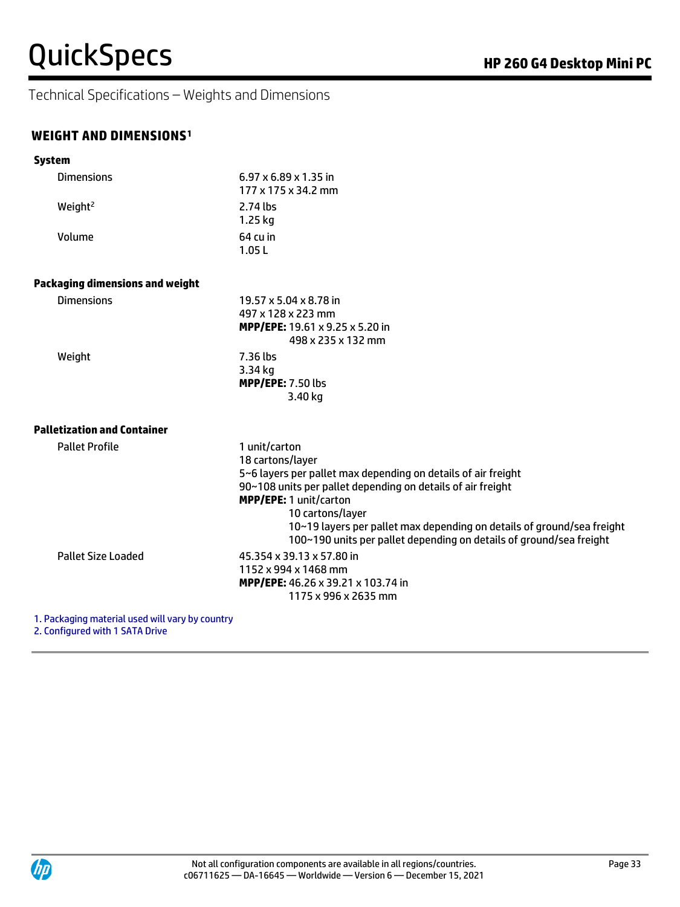Technical Specifications – Weights and Dimensions

## WEIGHT AND DIMENSIONS[1]

### System

| | |
|---|---|
| Dimensions | 6.97 x 6.89 x 1.35 in<br>177 x 175 x 34.2 mm |
| Weight[2] | 2.74 lbs<br>1.25 kg |
| Volume | 64 cu in<br>1.05 L |

### Packaging dimensions and weight

| | |
|---|---|
| Dimensions | 19.57 x 5.04 x 8.78 in<br>497 x 128 x 223 mm<br>**MPP/EPE:** 19.61 x 9.25 x 5.20 in<br>498 x 235 x 132 mm |
| Weight | 7.36 lbs<br>3.34 kg<br>**MPP/EPE:** 7.50 lbs<br>3.40 kg |

### Palletization and Container

| | |
|---|---|
| Pallet Profile | 1 unit/carton<br>18 cartons/layer<br>5~6 layers per pallet max depending on details of air freight<br>90~108 units per pallet depending on details of air freight<br>**MPP/EPE:** 1 unit/carton<br>10 cartons/layer<br>10~19 layers per pallet max depending on details of ground/sea freight<br>100~190 units per pallet depending on details of ground/sea freight |
| Pallet Size Loaded | 45.354 x 39.13 x 57.80 in<br>1152 x 994 x 1468 mm<br>**MPP/EPE:** 46.26 x 39.21 x 103.74 in<br>1175 x 996 x 2635 mm |

1. Packaging material used will vary by country
2. Configured with 1 SATA Drive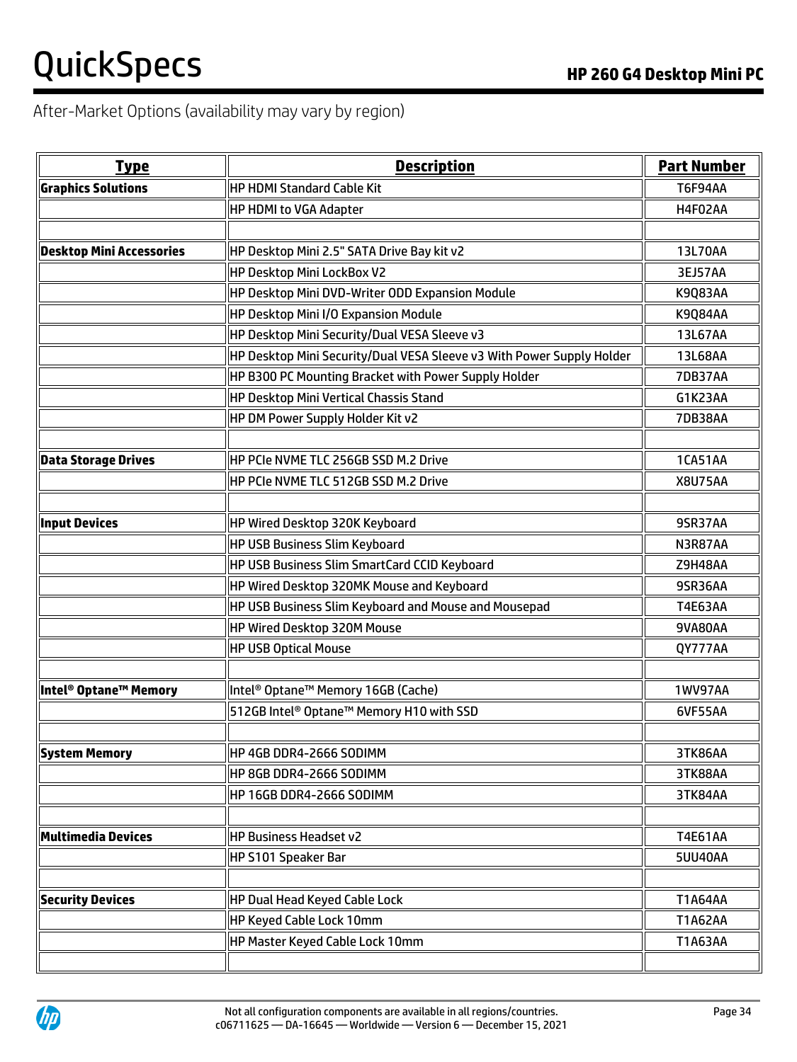After-Market Options (availability may vary by region)

| Type | Description | Part Number |
|---|---|---|
| **Graphics Solutions** | HP HDMI Standard Cable Kit | T6F94AA |
| | HP HDMI to VGA Adapter | H4F02AA |
| | | |
| **Desktop Mini Accessories** | HP Desktop Mini 2.5" SATA Drive Bay kit v2 | 13L70AA |
| | HP Desktop Mini LockBox V2 | 3EJ57AA |
| | HP Desktop Mini DVD-Writer ODD Expansion Module | K9Q83AA |
| | HP Desktop Mini I/O Expansion Module | K9Q84AA |
| | HP Desktop Mini Security/Dual VESA Sleeve v3 | 13L67AA |
| | HP Desktop Mini Security/Dual VESA Sleeve v3 With Power Supply Holder | 13L68AA |
| | HP B300 PC Mounting Bracket with Power Supply Holder | 7DB37AA |
| | HP Desktop Mini Vertical Chassis Stand | G1K23AA |
| | HP DM Power Supply Holder Kit v2 | 7DB38AA |
| | | |
| **Data Storage Drives** | HP PCIe NVME TLC 256GB SSD M.2 Drive | 1CA51AA |
| | HP PCIe NVME TLC 512GB SSD M.2 Drive | X8U75AA |
| | | |
| **Input Devices** | HP Wired Desktop 320K Keyboard | 9SR37AA |
| | HP USB Business Slim Keyboard | N3R87AA |
| | HP USB Business Slim SmartCard CCID Keyboard | Z9H48AA |
| | HP Wired Desktop 320MK Mouse and Keyboard | 9SR36AA |
| | HP USB Business Slim Keyboard and Mouse and Mousepad | T4E63AA |
| | HP Wired Desktop 320M Mouse | 9VA80AA |
| | HP USB Optical Mouse | QY777AA |
| | | |
| **Intel® Optane™ Memory** | Intel® Optane™ Memory 16GB (Cache) | 1WV97AA |
| | 512GB Intel® Optane™ Memory H10 with SSD | 6VF55AA |
| | | |
| **System Memory** | HP 4GB DDR4-2666 SODIMM | 3TK86AA |
| | HP 8GB DDR4-2666 SODIMM | 3TK88AA |
| | HP 16GB DDR4-2666 SODIMM | 3TK84AA |
| | | |
| **Multimedia Devices** | HP Business Headset v2 | T4E61AA |
| | HP S101 Speaker Bar | 5UU40AA |
| | | |
| **Security Devices** | HP Dual Head Keyed Cable Lock | T1A64AA |
| | HP Keyed Cable Lock 10mm | T1A62AA |
| | HP Master Keyed Cable Lock 10mm | T1A63AA |
| | | |

Not all configuration components are available in all regions/countries.
c06711625 — DA-16645 — Worldwide — Version 6 — December 15, 2021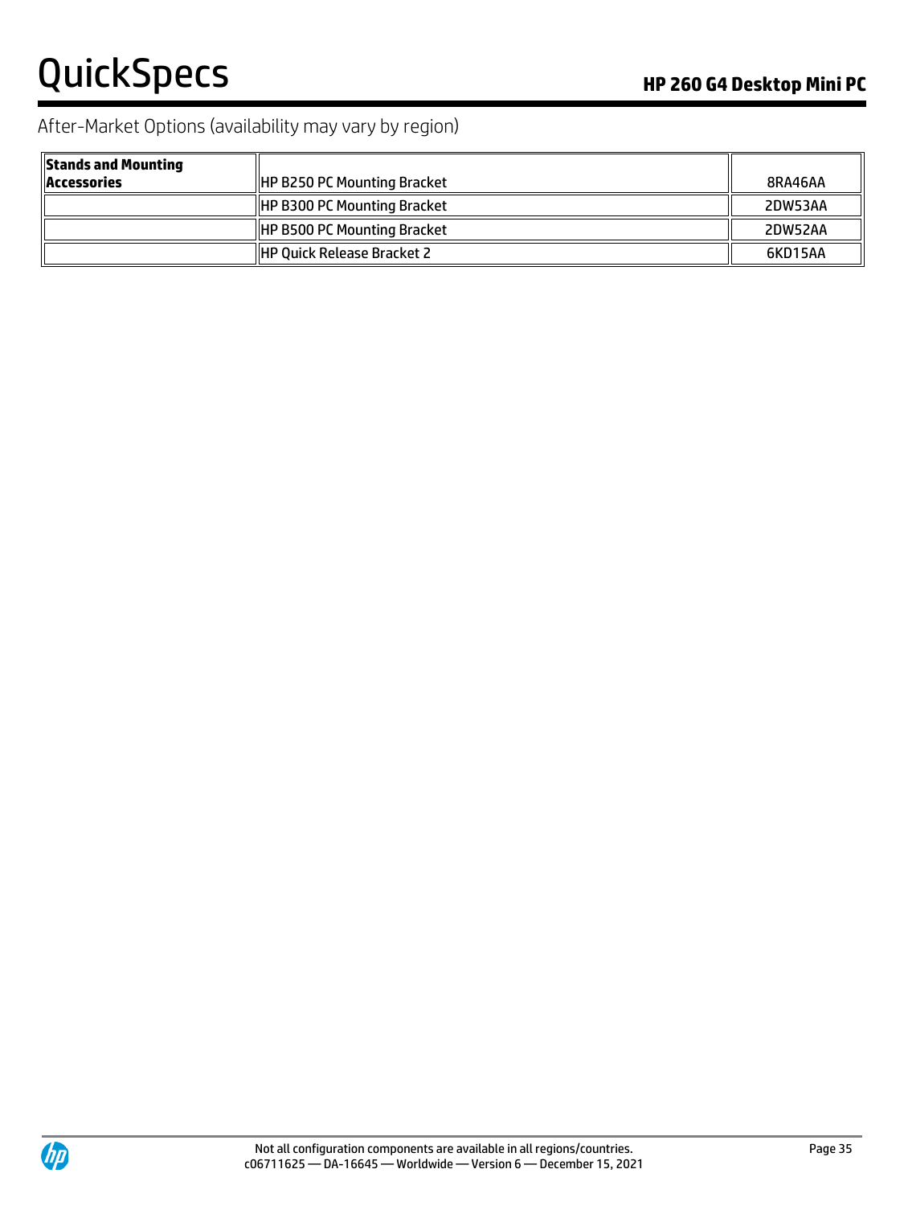## After-Market Options (availability may vary by region)

| Stands and Mounting Accessories | HP B250 PC Mounting Bracket | 8RA46AA |
|---|---|---|
| | HP B300 PC Mounting Bracket | 2DW53AA |
| | HP B500 PC Mounting Bracket | 2DW52AA |
| | HP Quick Release Bracket 2 | 6KD15AA |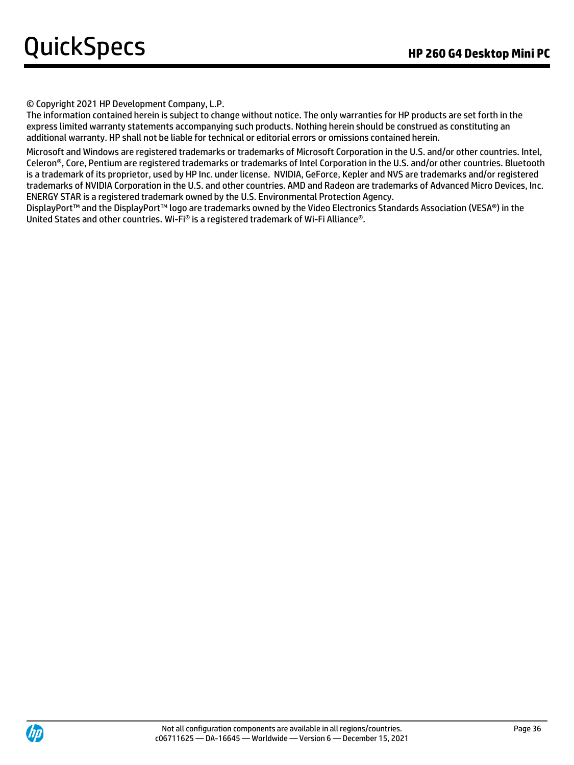© Copyright 2021 HP Development Company, L.P.
The information contained herein is subject to change without notice. The only warranties for HP products are set forth in the express limited warranty statements accompanying such products. Nothing herein should be construed as constituting an additional warranty. HP shall not be liable for technical or editorial errors or omissions contained herein.

Microsoft and Windows are registered trademarks or trademarks of Microsoft Corporation in the U.S. and/or other countries. Intel, Celeron®, Core, Pentium are registered trademarks or trademarks of Intel Corporation in the U.S. and/or other countries. Bluetooth is a trademark of its proprietor, used by HP Inc. under license. NVIDIA, GeForce, Kepler and NVS are trademarks and/or registered trademarks of NVIDIA Corporation in the U.S. and other countries. AMD and Radeon are trademarks of Advanced Micro Devices, Inc. ENERGY STAR is a registered trademark owned by the U.S. Environmental Protection Agency.
DisplayPort™ and the DisplayPort™ logo are trademarks owned by the Video Electronics Standards Association (VESA®) in the United States and other countries. Wi-Fi® is a registered trademark of Wi-Fi Alliance®.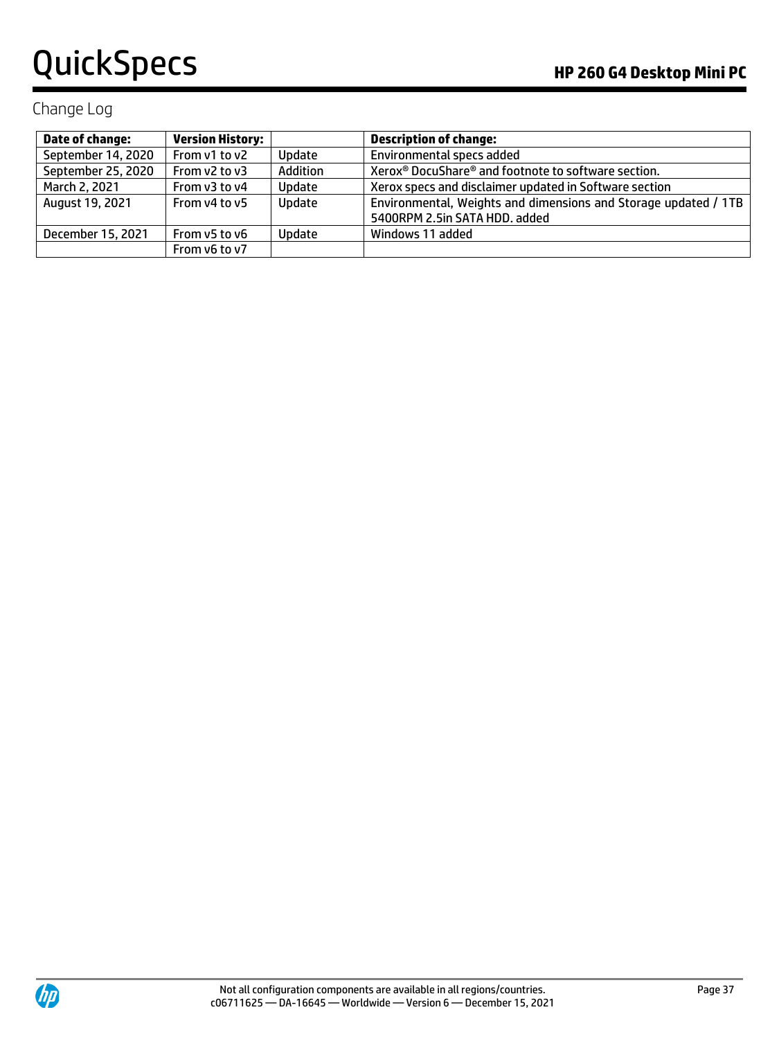## Change Log

| Date of change: | Version History: | | Description of change: |
|---|---|---|---|
| September 14, 2020 | From v1 to v2 | Update | Environmental specs added |
| September 25, 2020 | From v2 to v3 | Addition | Xerox® DocuShare® and footnote to software section. |
| March 2, 2021 | From v3 to v4 | Update | Xerox specs and disclaimer updated in Software section |
| August 19, 2021 | From v4 to v5 | Update | Environmental, Weights and dimensions and Storage updated / 1TB 5400RPM 2.5in SATA HDD. added |
| December 15, 2021 | From v5 to v6 | Update | Windows 11 added |
| | From v6 to v7 | | |